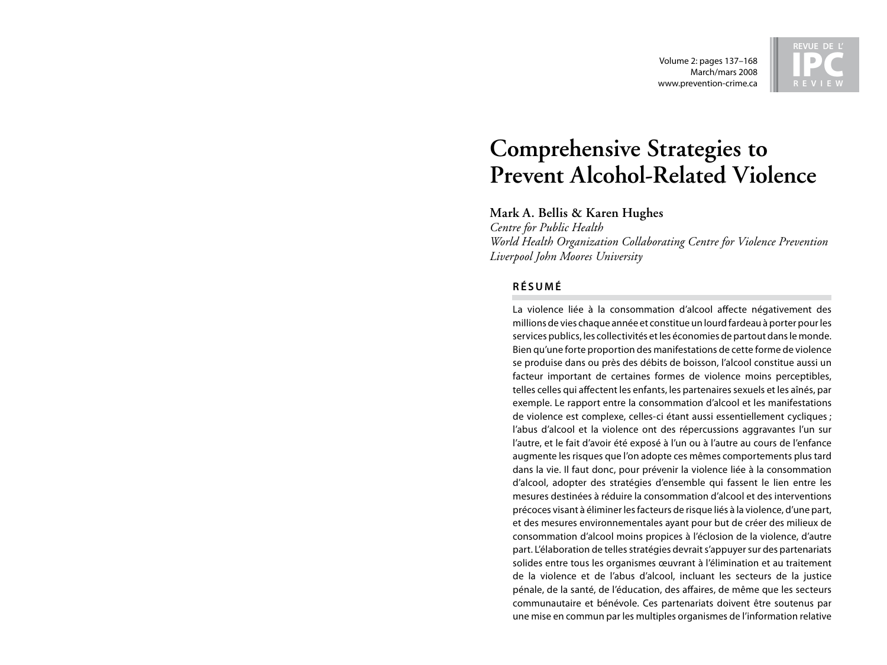# Comprehensive Strategies to Prevent Alcohol-Related Violence

**Mark A. Bellis & Karen Hughes**
*Centre for Public Health*
*World Health Organization Collaborating Centre for Violence Prevention*
*Liverpool John Moores University*

## RÉSUMÉ

La violence liée à la consommation d'alcool affecte négativement des millions de vies chaque année et constitue un lourd fardeau à porter pour les services publics, les collectivités et les économies de partout dans le monde. Bien qu'une forte proportion des manifestations de cette forme de violence se produise dans ou près des débits de boisson, l'alcool constitue aussi un facteur important de certaines formes de violence moins perceptibles, telles celles qui affectent les enfants, les partenaires sexuels et les aînés, par exemple. Le rapport entre la consommation d'alcool et les manifestations de violence est complexe, celles-ci étant aussi essentiellement cycliques ; l'abus d'alcool et la violence ont des répercussions aggravantes l'un sur l'autre, et le fait d'avoir été exposé à l'un ou à l'autre au cours de l'enfance augmente les risques que l'on adopte ces mêmes comportements plus tard dans la vie. Il faut donc, pour prévenir la violence liée à la consommation d'alcool, adopter des stratégies d'ensemble qui fassent le lien entre les mesures destinées à réduire la consommation d'alcool et des interventions précoces visant à éliminer les facteurs de risque liés à la violence, d'une part, et des mesures environnementales ayant pour but de créer des milieux de consommation d'alcool moins propices à l'éclosion de la violence, d'autre part. L'élaboration de telles stratégies devrait s'appuyer sur des partenariats solides entre tous les organismes œuvrant à l'élimination et au traitement de la violence et de l'abus d'alcool, incluant les secteurs de la justice pénale, de la santé, de l'éducation, des affaires, de même que les secteurs communautaire et bénévole. Ces partenariats doivent être soutenus par une mise en commun par les multiples organismes de l'information relative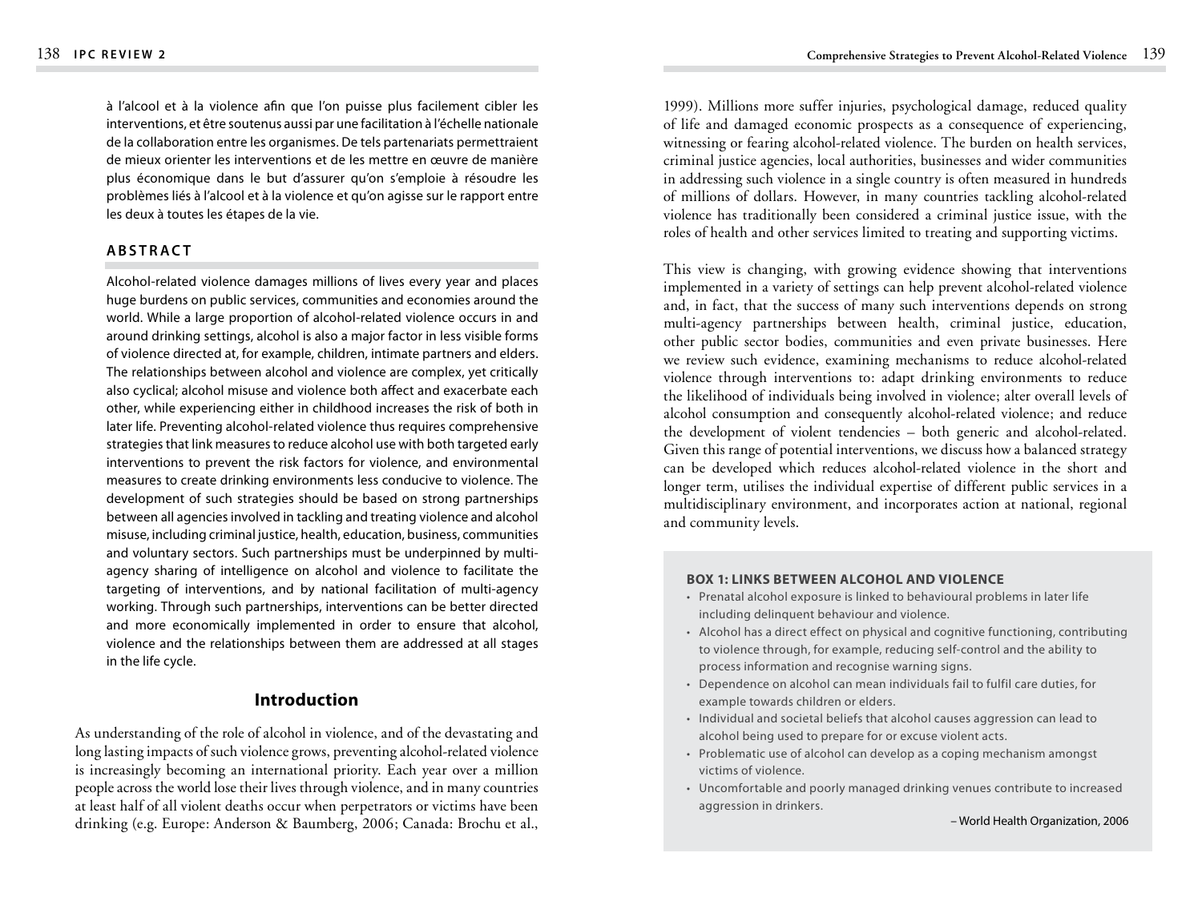à l'alcool et à la violence afin que l'on puisse plus facilement cibler les interventions, et être soutenus aussi par une facilitation à l'échelle nationale de la collaboration entre les organismes. De tels partenariats permettraient de mieux orienter les interventions et de les mettre en œuvre de manière plus économique dans le but d'assurer qu'on s'emploie à résoudre les problèmes liés à l'alcool et à la violence et qu'on agisse sur le rapport entre les deux à toutes les étapes de la vie.

## ABSTRACT

Alcohol-related violence damages millions of lives every year and places huge burdens on public services, communities and economies around the world. While a large proportion of alcohol-related violence occurs in and around drinking settings, alcohol is also a major factor in less visible forms of violence directed at, for example, children, intimate partners and elders. The relationships between alcohol and violence are complex, yet critically also cyclical; alcohol misuse and violence both affect and exacerbate each other, while experiencing either in childhood increases the risk of both in later life. Preventing alcohol-related violence thus requires comprehensive strategies that link measures to reduce alcohol use with both targeted early interventions to prevent the risk factors for violence, and environmental measures to create drinking environments less conducive to violence. The development of such strategies should be based on strong partnerships between all agencies involved in tackling and treating violence and alcohol misuse, including criminal justice, health, education, business, communities and voluntary sectors. Such partnerships must be underpinned by multi-agency sharing of intelligence on alcohol and violence to facilitate the targeting of interventions, and by national facilitation of multi-agency working. Through such partnerships, interventions can be better directed and more economically implemented in order to ensure that alcohol, violence and the relationships between them are addressed at all stages in the life cycle.

## Introduction

As understanding of the role of alcohol in violence, and of the devastating and long lasting impacts of such violence grows, preventing alcohol-related violence is increasingly becoming an international priority. Each year over a million people across the world lose their lives through violence, and in many countries at least half of all violent deaths occur when perpetrators or victims have been drinking (e.g. Europe: Anderson & Baumberg, 2006; Canada: Brochu et al., 1999). Millions more suffer injuries, psychological damage, reduced quality of life and damaged economic prospects as a consequence of experiencing, witnessing or fearing alcohol-related violence. The burden on health services, criminal justice agencies, local authorities, businesses and wider communities in addressing such violence in a single country is often measured in hundreds of millions of dollars. However, in many countries tackling alcohol-related violence has traditionally been considered a criminal justice issue, with the roles of health and other services limited to treating and supporting victims.

This view is changing, with growing evidence showing that interventions implemented in a variety of settings can help prevent alcohol-related violence and, in fact, that the success of many such interventions depends on strong multi-agency partnerships between health, criminal justice, education, other public sector bodies, communities and even private businesses. Here we review such evidence, examining mechanisms to reduce alcohol-related violence through interventions to: adapt drinking environments to reduce the likelihood of individuals being involved in violence; alter overall levels of alcohol consumption and consequently alcohol-related violence; and reduce the development of violent tendencies – both generic and alcohol-related. Given this range of potential interventions, we discuss how a balanced strategy can be developed which reduces alcohol-related violence in the short and longer term, utilises the individual expertise of different public services in a multidisciplinary environment, and incorporates action at national, regional and community levels.

**BOX 1: LINKS BETWEEN ALCOHOL AND VIOLENCE**

- Prenatal alcohol exposure is linked to behavioural problems in later life including delinquent behaviour and violence.
- Alcohol has a direct effect on physical and cognitive functioning, contributing to violence through, for example, reducing self-control and the ability to process information and recognise warning signs.
- Dependence on alcohol can mean individuals fail to fulfil care duties, for example towards children or elders.
- Individual and societal beliefs that alcohol causes aggression can lead to alcohol being used to prepare for or excuse violent acts.
- Problematic use of alcohol can develop as a coping mechanism amongst victims of violence.
- Uncomfortable and poorly managed drinking venues contribute to increased aggression in drinkers.

– World Health Organization, 2006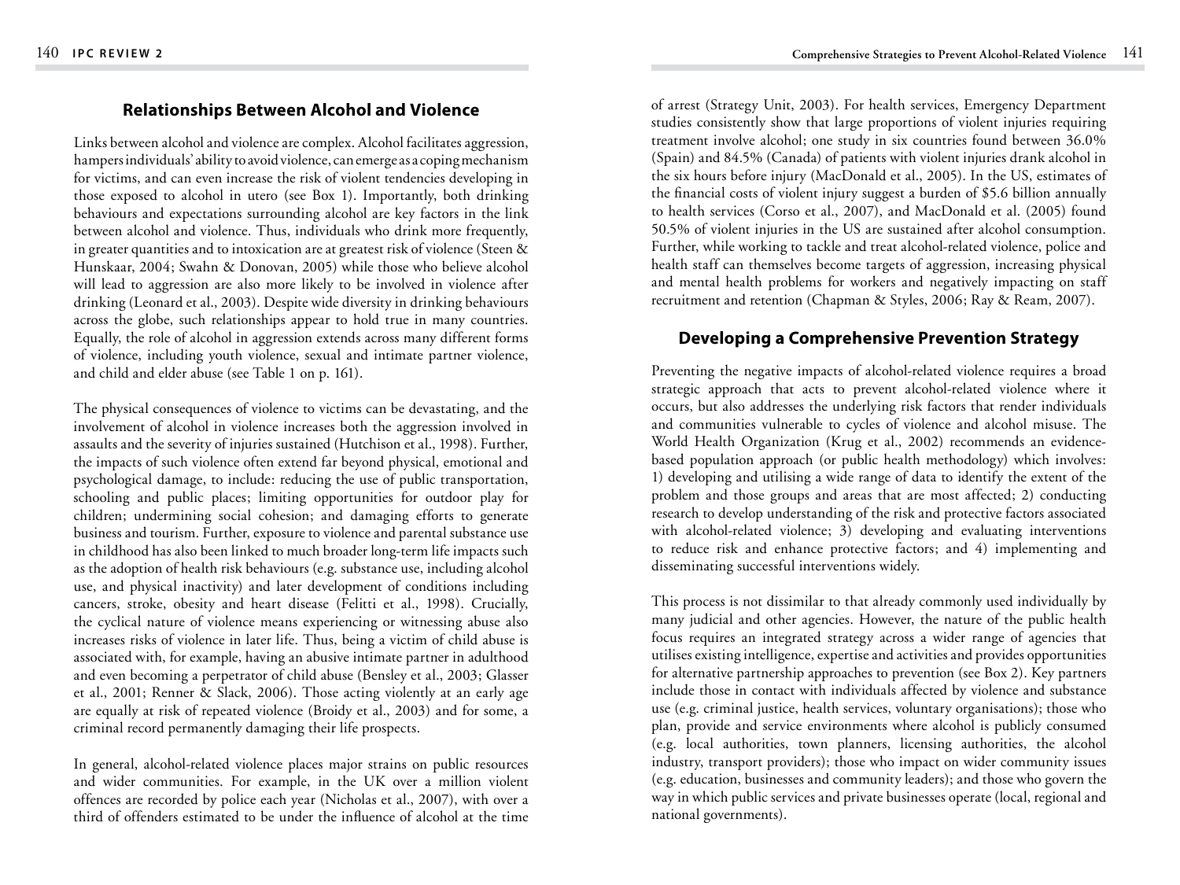## Relationships Between Alcohol and Violence

Links between alcohol and violence are complex. Alcohol facilitates aggression, hampers individuals' ability to avoid violence, can emerge as a coping mechanism for victims, and can even increase the risk of violent tendencies developing in those exposed to alcohol in utero (see Box 1). Importantly, both drinking behaviours and expectations surrounding alcohol are key factors in the link between alcohol and violence. Thus, individuals who drink more frequently, in greater quantities and to intoxication are at greatest risk of violence (Steen & Hunskaar, 2004; Swahn & Donovan, 2005) while those who believe alcohol will lead to aggression are also more likely to be involved in violence after drinking (Leonard et al., 2003). Despite wide diversity in drinking behaviours across the globe, such relationships appear to hold true in many countries. Equally, the role of alcohol in aggression extends across many different forms of violence, including youth violence, sexual and intimate partner violence, and child and elder abuse (see Table 1 on p. 161).

The physical consequences of violence to victims can be devastating, and the involvement of alcohol in violence increases both the aggression involved in assaults and the severity of injuries sustained (Hutchison et al., 1998). Further, the impacts of such violence often extend far beyond physical, emotional and psychological damage, to include: reducing the use of public transportation, schooling and public places; limiting opportunities for outdoor play for children; undermining social cohesion; and damaging efforts to generate business and tourism. Further, exposure to violence and parental substance use in childhood has also been linked to much broader long-term life impacts such as the adoption of health risk behaviours (e.g. substance use, including alcohol use, and physical inactivity) and later development of conditions including cancers, stroke, obesity and heart disease (Felitti et al., 1998). Crucially, the cyclical nature of violence means experiencing or witnessing abuse also increases risks of violence in later life. Thus, being a victim of child abuse is associated with, for example, having an abusive intimate partner in adulthood and even becoming a perpetrator of child abuse (Bensley et al., 2003; Glasser et al., 2001; Renner & Slack, 2006). Those acting violently at an early age are equally at risk of repeated violence (Broidy et al., 2003) and for some, a criminal record permanently damaging their life prospects.

In general, alcohol-related violence places major strains on public resources and wider communities. For example, in the UK over a million violent offences are recorded by police each year (Nicholas et al., 2007), with over a third of offenders estimated to be under the influence of alcohol at the time of arrest (Strategy Unit, 2003). For health services, Emergency Department studies consistently show that large proportions of violent injuries requiring treatment involve alcohol; one study in six countries found between 36.0% (Spain) and 84.5% (Canada) of patients with violent injuries drank alcohol in the six hours before injury (MacDonald et al., 2005). In the US, estimates of the financial costs of violent injury suggest a burden of $5.6 billion annually to health services (Corso et al., 2007), and MacDonald et al. (2005) found 50.5% of violent injuries in the US are sustained after alcohol consumption. Further, while working to tackle and treat alcohol-related violence, police and health staff can themselves become targets of aggression, increasing physical and mental health problems for workers and negatively impacting on staff recruitment and retention (Chapman & Styles, 2006; Ray & Ream, 2007).

## Developing a Comprehensive Prevention Strategy

Preventing the negative impacts of alcohol-related violence requires a broad strategic approach that acts to prevent alcohol-related violence where it occurs, but also addresses the underlying risk factors that render individuals and communities vulnerable to cycles of violence and alcohol misuse. The World Health Organization (Krug et al., 2002) recommends an evidence-based population approach (or public health methodology) which involves: 1) developing and utilising a wide range of data to identify the extent of the problem and those groups and areas that are most affected; 2) conducting research to develop understanding of the risk and protective factors associated with alcohol-related violence; 3) developing and evaluating interventions to reduce risk and enhance protective factors; and 4) implementing and disseminating successful interventions widely.

This process is not dissimilar to that already commonly used individually by many judicial and other agencies. However, the nature of the public health focus requires an integrated strategy across a wider range of agencies that utilises existing intelligence, expertise and activities and provides opportunities for alternative partnership approaches to prevention (see Box 2). Key partners include those in contact with individuals affected by violence and substance use (e.g. criminal justice, health services, voluntary organisations); those who plan, provide and service environments where alcohol is publicly consumed (e.g. local authorities, town planners, licensing authorities, the alcohol industry, transport providers); those who impact on wider community issues (e.g. education, businesses and community leaders); and those who govern the way in which public services and private businesses operate (local, regional and national governments).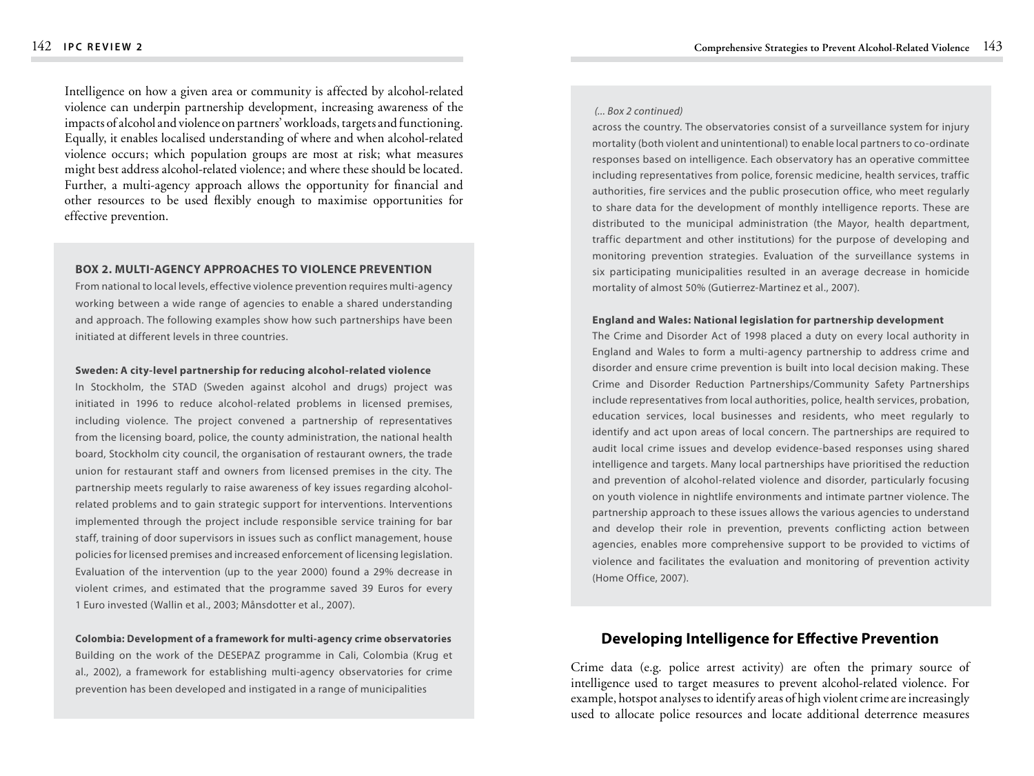Intelligence on how a given area or community is affected by alcohol-related violence can underpin partnership development, increasing awareness of the impacts of alcohol and violence on partners' workloads, targets and functioning. Equally, it enables localised understanding of where and when alcohol-related violence occurs; which population groups are most at risk; what measures might best address alcohol-related violence; and where these should be located. Further, a multi-agency approach allows the opportunity for financial and other resources to be used flexibly enough to maximise opportunities for effective prevention.

**BOX 2. MULTI-AGENCY APPROACHES TO VIOLENCE PREVENTION**

From national to local levels, effective violence prevention requires multi-agency working between a wide range of agencies to enable a shared understanding and approach. The following examples show how such partnerships have been initiated at different levels in three countries.

**Sweden: A city-level partnership for reducing alcohol-related violence**

In Stockholm, the STAD (Sweden against alcohol and drugs) project was initiated in 1996 to reduce alcohol-related problems in licensed premises, including violence. The project convened a partnership of representatives from the licensing board, police, the county administration, the national health board, Stockholm city council, the organisation of restaurant owners, the trade union for restaurant staff and owners from licensed premises in the city. The partnership meets regularly to raise awareness of key issues regarding alcohol-related problems and to gain strategic support for interventions. Interventions implemented through the project include responsible service training for bar staff, training of door supervisors in issues such as conflict management, house policies for licensed premises and increased enforcement of licensing legislation. Evaluation of the intervention (up to the year 2000) found a 29% decrease in violent crimes, and estimated that the programme saved 39 Euros for every 1 Euro invested (Wallin et al., 2003; Månsdotter et al., 2007).

**Colombia: Development of a framework for multi-agency crime observatories**

Building on the work of the DESEPAZ programme in Cali, Colombia (Krug et al., 2002), a framework for establishing multi-agency observatories for crime prevention has been developed and instigated in a range of municipalities across the country. The observatories consist of a surveillance system for injury mortality (both violent and unintentional) to enable local partners to co-ordinate responses based on intelligence. Each observatory has an operative committee including representatives from police, forensic medicine, health services, traffic authorities, fire services and the public prosecution office, who meet regularly to share data for the development of monthly intelligence reports. These are distributed to the municipal administration (the Mayor, health department, traffic department and other institutions) for the purpose of developing and monitoring prevention strategies. Evaluation of the surveillance systems in six participating municipalities resulted in an average decrease in homicide mortality of almost 50% (Gutierrez-Martinez et al., 2007).

**England and Wales: National legislation for partnership development**

The Crime and Disorder Act of 1998 placed a duty on every local authority in England and Wales to form a multi-agency partnership to address crime and disorder and ensure crime prevention is built into local decision making. These Crime and Disorder Reduction Partnerships/Community Safety Partnerships include representatives from local authorities, police, health services, probation, education services, local businesses and residents, who meet regularly to identify and act upon areas of local concern. The partnerships are required to audit local crime issues and develop evidence-based responses using shared intelligence and targets. Many local partnerships have prioritised the reduction and prevention of alcohol-related violence and disorder, particularly focusing on youth violence in nightlife environments and intimate partner violence. The partnership approach to these issues allows the various agencies to understand and develop their role in prevention, prevents conflicting action between agencies, enables more comprehensive support to be provided to victims of violence and facilitates the evaluation and monitoring of prevention activity (Home Office, 2007).

## Developing Intelligence for Effective Prevention

Crime data (e.g. police arrest activity) are often the primary source of intelligence used to target measures to prevent alcohol-related violence. For example, hotspot analyses to identify areas of high violent crime are increasingly used to allocate police resources and locate additional deterrence measures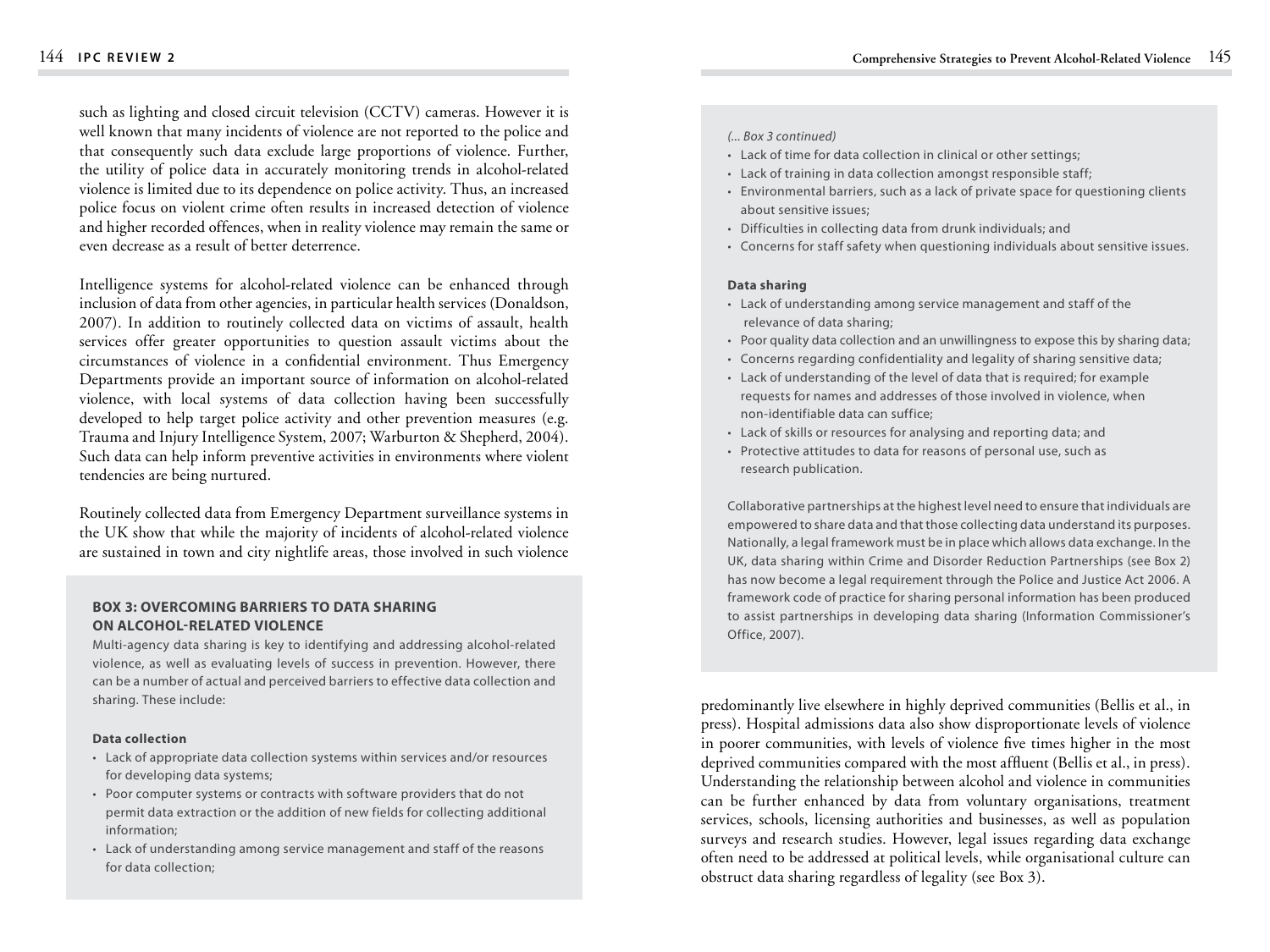such as lighting and closed circuit television (CCTV) cameras. However it is well known that many incidents of violence are not reported to the police and that consequently such data exclude large proportions of violence. Further, the utility of police data in accurately monitoring trends in alcohol-related violence is limited due to its dependence on police activity. Thus, an increased police focus on violent crime often results in increased detection of violence and higher recorded offences, when in reality violence may remain the same or even decrease as a result of better deterrence.

Intelligence systems for alcohol-related violence can be enhanced through inclusion of data from other agencies, in particular health services (Donaldson, 2007). In addition to routinely collected data on victims of assault, health services offer greater opportunities to question assault victims about the circumstances of violence in a confidential environment. Thus Emergency Departments provide an important source of information on alcohol-related violence, with local systems of data collection having been successfully developed to help target police activity and other prevention measures (e.g. Trauma and Injury Intelligence System, 2007; Warburton & Shepherd, 2004). Such data can help inform preventive activities in environments where violent tendencies are being nurtured.

Routinely collected data from Emergency Department surveillance systems in the UK show that while the majority of incidents of alcohol-related violence are sustained in town and city nightlife areas, those involved in such violence predominantly live elsewhere in highly deprived communities (Bellis et al., in press). Hospital admissions data also show disproportionate levels of violence in poorer communities, with levels of violence five times higher in the most deprived communities compared with the most affluent (Bellis et al., in press). Understanding the relationship between alcohol and violence in communities can be further enhanced by data from voluntary organisations, treatment services, schools, licensing authorities and businesses, as well as population surveys and research studies. However, legal issues regarding data exchange often need to be addressed at political levels, while organisational culture can obstruct data sharing regardless of legality (see Box 3).

### BOX 3: OVERCOMING BARRIERS TO DATA SHARING ON ALCOHOL-RELATED VIOLENCE

Multi-agency data sharing is key to identifying and addressing alcohol-related violence, as well as evaluating levels of success in prevention. However, there can be a number of actual and perceived barriers to effective data collection and sharing. These include:

**Data collection**

- Lack of appropriate data collection systems within services and/or resources for developing data systems;
- Poor computer systems or contracts with software providers that do not permit data extraction or the addition of new fields for collecting additional information;
- Lack of understanding among service management and staff of the reasons for data collection;
- Lack of time for data collection in clinical or other settings;
- Lack of training in data collection amongst responsible staff;
- Environmental barriers, such as a lack of private space for questioning clients about sensitive issues;
- Difficulties in collecting data from drunk individuals; and
- Concerns for staff safety when questioning individuals about sensitive issues.

**Data sharing**

- Lack of understanding among service management and staff of the relevance of data sharing;
- Poor quality data collection and an unwillingness to expose this by sharing data;
- Concerns regarding confidentiality and legality of sharing sensitive data;
- Lack of understanding of the level of data that is required; for example requests for names and addresses of those involved in violence, when non-identifiable data can suffice;
- Lack of skills or resources for analysing and reporting data; and
- Protective attitudes to data for reasons of personal use, such as research publication.

Collaborative partnerships at the highest level need to ensure that individuals are empowered to share data and that those collecting data understand its purposes. Nationally, a legal framework must be in place which allows data exchange. In the UK, data sharing within Crime and Disorder Reduction Partnerships (see Box 2) has now become a legal requirement through the Police and Justice Act 2006. A framework code of practice for sharing personal information has been produced to assist partnerships in developing data sharing (Information Commissioner's Office, 2007).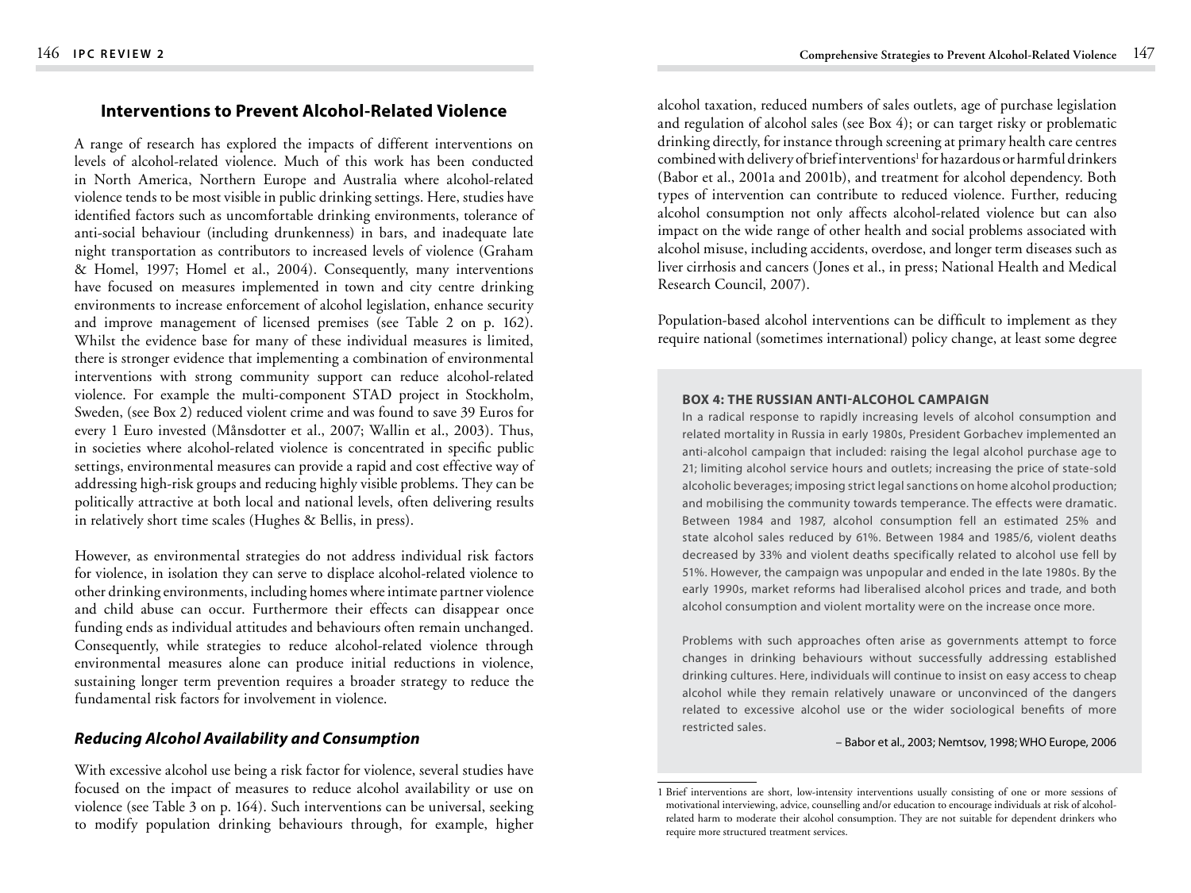## Interventions to Prevent Alcohol-Related Violence

A range of research has explored the impacts of different interventions on levels of alcohol-related violence. Much of this work has been conducted in North America, Northern Europe and Australia where alcohol-related violence tends to be most visible in public drinking settings. Here, studies have identified factors such as uncomfortable drinking environments, tolerance of anti-social behaviour (including drunkenness) in bars, and inadequate late night transportation as contributors to increased levels of violence (Graham & Homel, 1997; Homel et al., 2004). Consequently, many interventions have focused on measures implemented in town and city centre drinking environments to increase enforcement of alcohol legislation, enhance security and improve management of licensed premises (see Table 2 on p. 162). Whilst the evidence base for many of these individual measures is limited, there is stronger evidence that implementing a combination of environmental interventions with strong community support can reduce alcohol-related violence. For example the multi-component STAD project in Stockholm, Sweden, (see Box 2) reduced violent crime and was found to save 39 Euros for every 1 Euro invested (Månsdotter et al., 2007; Wallin et al., 2003). Thus, in societies where alcohol-related violence is concentrated in specific public settings, environmental measures can provide a rapid and cost effective way of addressing high-risk groups and reducing highly visible problems. They can be politically attractive at both local and national levels, often delivering results in relatively short time scales (Hughes & Bellis, in press).

However, as environmental strategies do not address individual risk factors for violence, in isolation they can serve to displace alcohol-related violence to other drinking environments, including homes where intimate partner violence and child abuse can occur. Furthermore their effects can disappear once funding ends as individual attitudes and behaviours often remain unchanged. Consequently, while strategies to reduce alcohol-related violence through environmental measures alone can produce initial reductions in violence, sustaining longer term prevention requires a broader strategy to reduce the fundamental risk factors for involvement in violence.

### *Reducing Alcohol Availability and Consumption*

With excessive alcohol use being a risk factor for violence, several studies have focused on the impact of measures to reduce alcohol availability or use on violence (see Table 3 on p. 164). Such interventions can be universal, seeking to modify population drinking behaviours through, for example, higher alcohol taxation, reduced numbers of sales outlets, age of purchase legislation and regulation of alcohol sales (see Box 4); or can target risky or problematic drinking directly, for instance through screening at primary health care centres combined with delivery of brief interventions[1] for hazardous or harmful drinkers (Babor et al., 2001a and 2001b), and treatment for alcohol dependency. Both types of intervention can contribute to reduced violence. Further, reducing alcohol consumption not only affects alcohol-related violence but can also impact on the wide range of other health and social problems associated with alcohol misuse, including accidents, overdose, and longer term diseases such as liver cirrhosis and cancers (Jones et al., in press; National Health and Medical Research Council, 2007).

Population-based alcohol interventions can be difficult to implement as they require national (sometimes international) policy change, at least some degree

**BOX 4: THE RUSSIAN ANTI-ALCOHOL CAMPAIGN**

In a radical response to rapidly increasing levels of alcohol consumption and related mortality in Russia in early 1980s, President Gorbachev implemented an anti-alcohol campaign that included: raising the legal alcohol purchase age to 21; limiting alcohol service hours and outlets; increasing the price of state-sold alcoholic beverages; imposing strict legal sanctions on home alcohol production; and mobilising the community towards temperance. The effects were dramatic. Between 1984 and 1987, alcohol consumption fell an estimated 25% and state alcohol sales reduced by 61%. Between 1984 and 1985/6, violent deaths decreased by 33% and violent deaths specifically related to alcohol use fell by 51%. However, the campaign was unpopular and ended in the late 1980s. By the early 1990s, market reforms had liberalised alcohol prices and trade, and both alcohol consumption and violent mortality were on the increase once more.

Problems with such approaches often arise as governments attempt to force changes in drinking behaviours without successfully addressing established drinking cultures. Here, individuals will continue to insist on easy access to cheap alcohol while they remain relatively unaware or unconvinced of the dangers related to excessive alcohol use or the wider sociological benefits of more restricted sales.

– Babor et al., 2003; Nemtsov, 1998; WHO Europe, 2006

[1] Brief interventions are short, low-intensity interventions usually consisting of one or more sessions of motivational interviewing, advice, counselling and/or education to encourage individuals at risk of alcohol-related harm to moderate their alcohol consumption. They are not suitable for dependent drinkers who require more structured treatment services.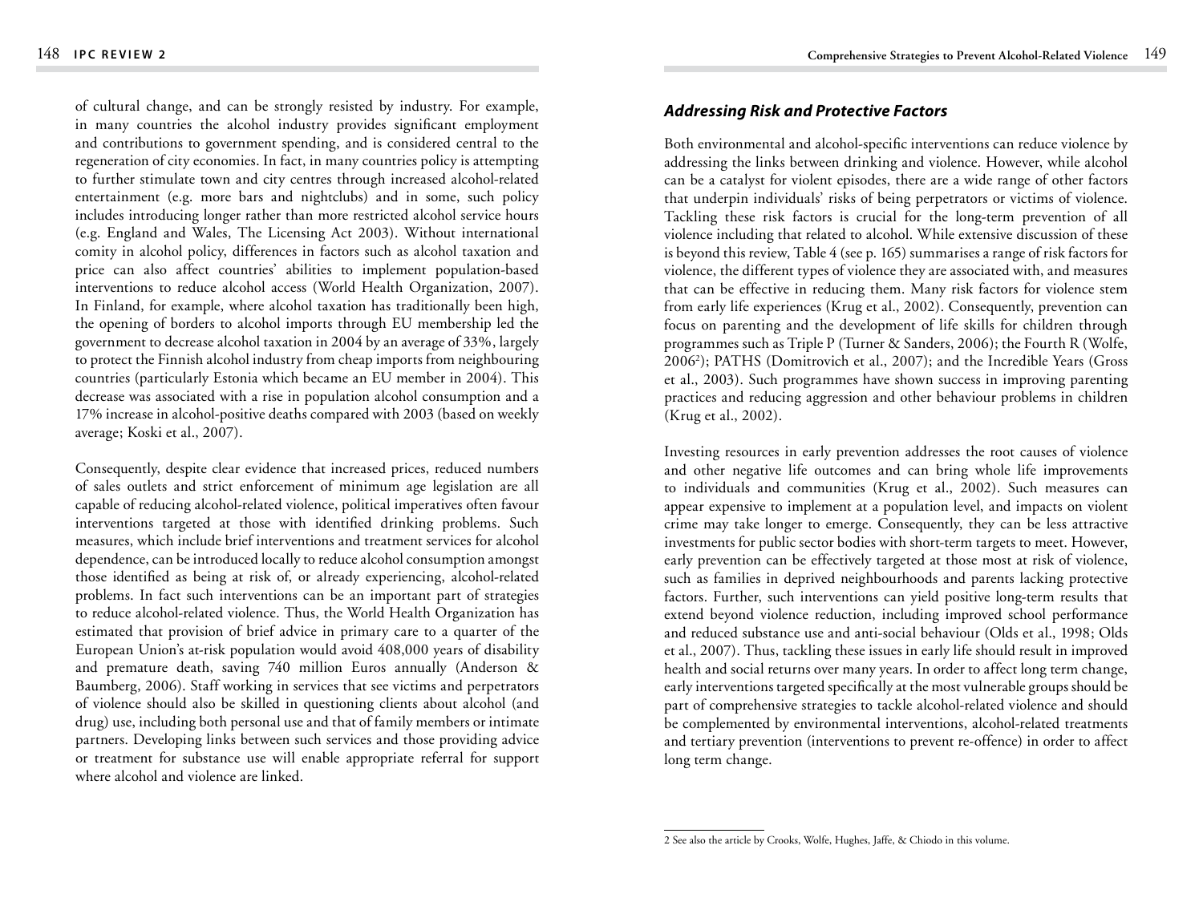of cultural change, and can be strongly resisted by industry. For example, in many countries the alcohol industry provides significant employment and contributions to government spending, and is considered central to the regeneration of city economies. In fact, in many countries policy is attempting to further stimulate town and city centres through increased alcohol-related entertainment (e.g. more bars and nightclubs) and in some, such policy includes introducing longer rather than more restricted alcohol service hours (e.g. England and Wales, The Licensing Act 2003). Without international comity in alcohol policy, differences in factors such as alcohol taxation and price can also affect countries' abilities to implement population-based interventions to reduce alcohol access (World Health Organization, 2007). In Finland, for example, where alcohol taxation has traditionally been high, the opening of borders to alcohol imports through EU membership led the government to decrease alcohol taxation in 2004 by an average of 33%, largely to protect the Finnish alcohol industry from cheap imports from neighbouring countries (particularly Estonia which became an EU member in 2004). This decrease was associated with a rise in population alcohol consumption and a 17% increase in alcohol-positive deaths compared with 2003 (based on weekly average; Koski et al., 2007).

Consequently, despite clear evidence that increased prices, reduced numbers of sales outlets and strict enforcement of minimum age legislation are all capable of reducing alcohol-related violence, political imperatives often favour interventions targeted at those with identified drinking problems. Such measures, which include brief interventions and treatment services for alcohol dependence, can be introduced locally to reduce alcohol consumption amongst those identified as being at risk of, or already experiencing, alcohol-related problems. In fact such interventions can be an important part of strategies to reduce alcohol-related violence. Thus, the World Health Organization has estimated that provision of brief advice in primary care to a quarter of the European Union's at-risk population would avoid 408,000 years of disability and premature death, saving 740 million Euros annually (Anderson & Baumberg, 2006). Staff working in services that see victims and perpetrators of violence should also be skilled in questioning clients about alcohol (and drug) use, including both personal use and that of family members or intimate partners. Developing links between such services and those providing advice or treatment for substance use will enable appropriate referral for support where alcohol and violence are linked.

### *Addressing Risk and Protective Factors*

Both environmental and alcohol-specific interventions can reduce violence by addressing the links between drinking and violence. However, while alcohol can be a catalyst for violent episodes, there are a wide range of other factors that underpin individuals' risks of being perpetrators or victims of violence. Tackling these risk factors is crucial for the long-term prevention of all violence including that related to alcohol. While extensive discussion of these is beyond this review, Table 4 (see p. 165) summarises a range of risk factors for violence, the different types of violence they are associated with, and measures that can be effective in reducing them. Many risk factors for violence stem from early life experiences (Krug et al., 2002). Consequently, prevention can focus on parenting and the development of life skills for children through programmes such as Triple P (Turner & Sanders, 2006); the Fourth R (Wolfe, 2006[2]); PATHS (Domitrovich et al., 2007); and the Incredible Years (Gross et al., 2003). Such programmes have shown success in improving parenting practices and reducing aggression and other behaviour problems in children (Krug et al., 2002).

Investing resources in early prevention addresses the root causes of violence and other negative life outcomes and can bring whole life improvements to individuals and communities (Krug et al., 2002). Such measures can appear expensive to implement at a population level, and impacts on violent crime may take longer to emerge. Consequently, they can be less attractive investments for public sector bodies with short-term targets to meet. However, early prevention can be effectively targeted at those most at risk of violence, such as families in deprived neighbourhoods and parents lacking protective factors. Further, such interventions can yield positive long-term results that extend beyond violence reduction, including improved school performance and reduced substance use and anti-social behaviour (Olds et al., 1998; Olds et al., 2007). Thus, tackling these issues in early life should result in improved health and social returns over many years. In order to affect long term change, early interventions targeted specifically at the most vulnerable groups should be part of comprehensive strategies to tackle alcohol-related violence and should be complemented by environmental interventions, alcohol-related treatments and tertiary prevention (interventions to prevent re-offence) in order to affect long term change.

---

[2] See also the article by Crooks, Wolfe, Hughes, Jaffe, & Chiodo in this volume.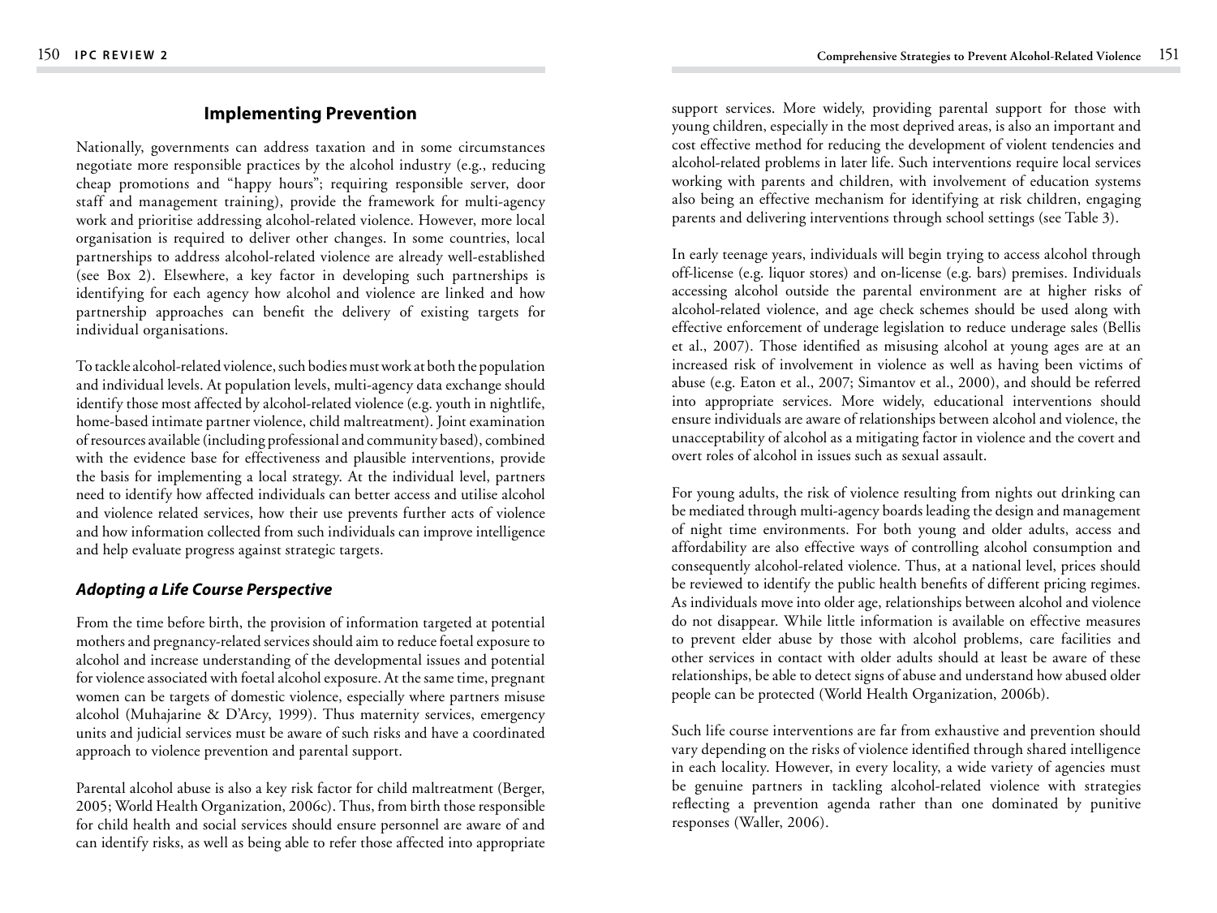## Implementing Prevention

Nationally, governments can address taxation and in some circumstances negotiate more responsible practices by the alcohol industry (e.g., reducing cheap promotions and "happy hours"; requiring responsible server, door staff and management training), provide the framework for multi-agency work and prioritise addressing alcohol-related violence. However, more local organisation is required to deliver other changes. In some countries, local partnerships to address alcohol-related violence are already well-established (see Box 2). Elsewhere, a key factor in developing such partnerships is identifying for each agency how alcohol and violence are linked and how partnership approaches can benefit the delivery of existing targets for individual organisations.

To tackle alcohol-related violence, such bodies must work at both the population and individual levels. At population levels, multi-agency data exchange should identify those most affected by alcohol-related violence (e.g. youth in nightlife, home-based intimate partner violence, child maltreatment). Joint examination of resources available (including professional and community based), combined with the evidence base for effectiveness and plausible interventions, provide the basis for implementing a local strategy. At the individual level, partners need to identify how affected individuals can better access and utilise alcohol and violence related services, how their use prevents further acts of violence and how information collected from such individuals can improve intelligence and help evaluate progress against strategic targets.

### *Adopting a Life Course Perspective*

From the time before birth, the provision of information targeted at potential mothers and pregnancy-related services should aim to reduce foetal exposure to alcohol and increase understanding of the developmental issues and potential for violence associated with foetal alcohol exposure. At the same time, pregnant women can be targets of domestic violence, especially where partners misuse alcohol (Muhajarine & D'Arcy, 1999). Thus maternity services, emergency units and judicial services must be aware of such risks and have a coordinated approach to violence prevention and parental support.

Parental alcohol abuse is also a key risk factor for child maltreatment (Berger, 2005; World Health Organization, 2006c). Thus, from birth those responsible for child health and social services should ensure personnel are aware of and can identify risks, as well as being able to refer those affected into appropriate support services. More widely, providing parental support for those with young children, especially in the most deprived areas, is also an important and cost effective method for reducing the development of violent tendencies and alcohol-related problems in later life. Such interventions require local services working with parents and children, with involvement of education systems also being an effective mechanism for identifying at risk children, engaging parents and delivering interventions through school settings (see Table 3).

In early teenage years, individuals will begin trying to access alcohol through off-license (e.g. liquor stores) and on-license (e.g. bars) premises. Individuals accessing alcohol outside the parental environment are at higher risks of alcohol-related violence, and age check schemes should be used along with effective enforcement of underage legislation to reduce underage sales (Bellis et al., 2007). Those identified as misusing alcohol at young ages are at an increased risk of involvement in violence as well as having been victims of abuse (e.g. Eaton et al., 2007; Simantov et al., 2000), and should be referred into appropriate services. More widely, educational interventions should ensure individuals are aware of relationships between alcohol and violence, the unacceptability of alcohol as a mitigating factor in violence and the covert and overt roles of alcohol in issues such as sexual assault.

For young adults, the risk of violence resulting from nights out drinking can be mediated through multi-agency boards leading the design and management of night time environments. For both young and older adults, access and affordability are also effective ways of controlling alcohol consumption and consequently alcohol-related violence. Thus, at a national level, prices should be reviewed to identify the public health benefits of different pricing regimes. As individuals move into older age, relationships between alcohol and violence do not disappear. While little information is available on effective measures to prevent elder abuse by those with alcohol problems, care facilities and other services in contact with older adults should at least be aware of these relationships, be able to detect signs of abuse and understand how abused older people can be protected (World Health Organization, 2006b).

Such life course interventions are far from exhaustive and prevention should vary depending on the risks of violence identified through shared intelligence in each locality. However, in every locality, a wide variety of agencies must be genuine partners in tackling alcohol-related violence with strategies reflecting a prevention agenda rather than one dominated by punitive responses (Waller, 2006).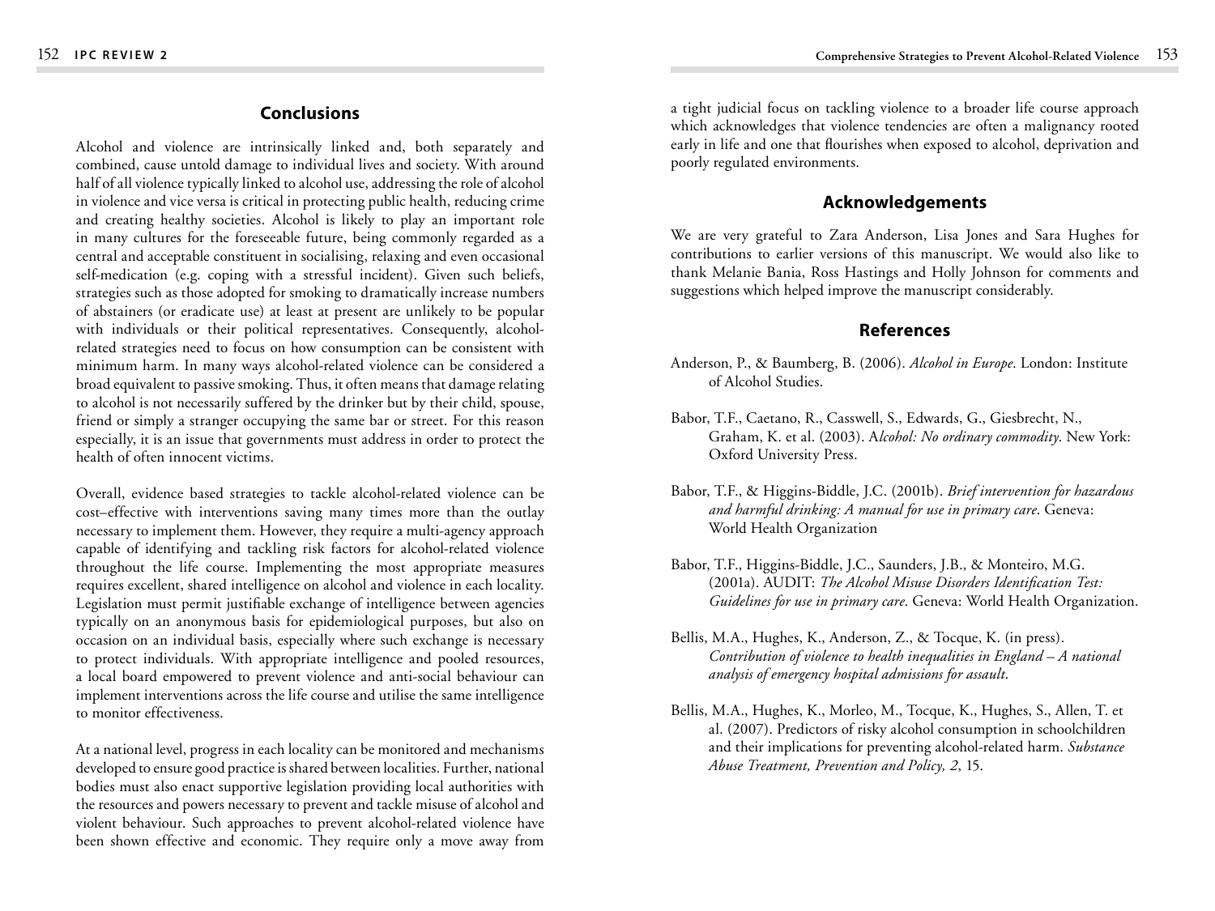## Conclusions

Alcohol and violence are intrinsically linked and, both separately and combined, cause untold damage to individual lives and society. With around half of all violence typically linked to alcohol use, addressing the role of alcohol in violence and vice versa is critical in protecting public health, reducing crime and creating healthy societies. Alcohol is likely to play an important role in many cultures for the foreseeable future, being commonly regarded as a central and acceptable constituent in socialising, relaxing and even occasional self-medication (e.g. coping with a stressful incident). Given such beliefs, strategies such as those adopted for smoking to dramatically increase numbers of abstainers (or eradicate use) at least at present are unlikely to be popular with individuals or their political representatives. Consequently, alcohol-related strategies need to focus on how consumption can be consistent with minimum harm. In many ways alcohol-related violence can be considered a broad equivalent to passive smoking. Thus, it often means that damage relating to alcohol is not necessarily suffered by the drinker but by their child, spouse, friend or simply a stranger occupying the same bar or street. For this reason especially, it is an issue that governments must address in order to protect the health of often innocent victims.

Overall, evidence based strategies to tackle alcohol-related violence can be cost–effective with interventions saving many times more than the outlay necessary to implement them. However, they require a multi-agency approach capable of identifying and tackling risk factors for alcohol-related violence throughout the life course. Implementing the most appropriate measures requires excellent, shared intelligence on alcohol and violence in each locality. Legislation must permit justifiable exchange of intelligence between agencies typically on an anonymous basis for epidemiological purposes, but also on occasion on an individual basis, especially where such exchange is necessary to protect individuals. With appropriate intelligence and pooled resources, a local board empowered to prevent violence and anti-social behaviour can implement interventions across the life course and utilise the same intelligence to monitor effectiveness.

At a national level, progress in each locality can be monitored and mechanisms developed to ensure good practice is shared between localities. Further, national bodies must also enact supportive legislation providing local authorities with the resources and powers necessary to prevent and tackle misuse of alcohol and violent behaviour. Such approaches to prevent alcohol-related violence have been shown effective and economic. They require only a move away from a tight judicial focus on tackling violence to a broader life course approach which acknowledges that violence tendencies are often a malignancy rooted early in life and one that flourishes when exposed to alcohol, deprivation and poorly regulated environments.

## Acknowledgements

We are very grateful to Zara Anderson, Lisa Jones and Sara Hughes for contributions to earlier versions of this manuscript. We would also like to thank Melanie Bania, Ross Hastings and Holly Johnson for comments and suggestions which helped improve the manuscript considerably.

## References

Anderson, P., & Baumberg, B. (2006). *Alcohol in Europe*. London: Institute of Alcohol Studies.

Babor, T.F., Caetano, R., Casswell, S., Edwards, G., Giesbrecht, N., Graham, K. et al. (2003). A*lcohol: No ordinary commodity*. New York: Oxford University Press.

Babor, T.F., & Higgins-Biddle, J.C. (2001b). *Brief intervention for hazardous and harmful drinking: A manual for use in primary care*. Geneva: World Health Organization

Babor, T.F., Higgins-Biddle, J.C., Saunders, J.B., & Monteiro, M.G. (2001a). AUDIT: *The Alcohol Misuse Disorders Identification Test: Guidelines for use in primary care*. Geneva: World Health Organization.

Bellis, M.A., Hughes, K., Anderson, Z., & Tocque, K. (in press). *Contribution of violence to health inequalities in England – A national analysis of emergency hospital admissions for assault*.

Bellis, M.A., Hughes, K., Morleo, M., Tocque, K., Hughes, S., Allen, T. et al. (2007). Predictors of risky alcohol consumption in schoolchildren and their implications for preventing alcohol-related harm. *Substance Abuse Treatment, Prevention and Policy, 2*, 15.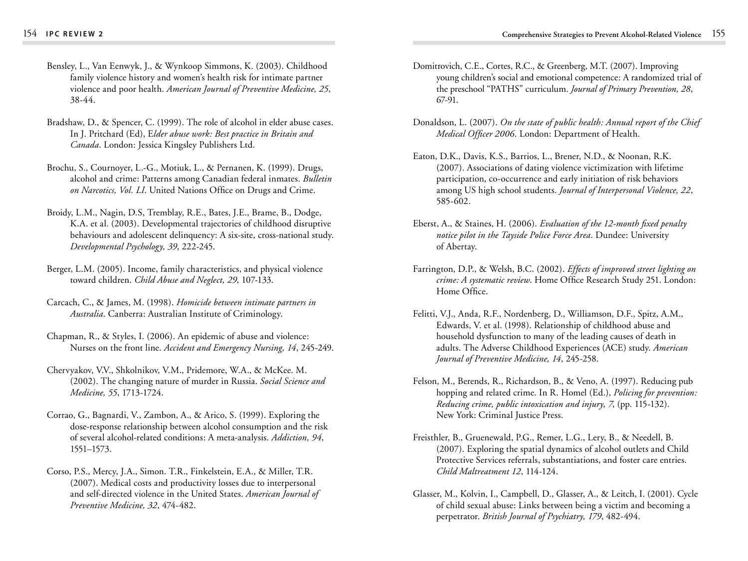Bensley, L., Van Eenwyk, J., & Wynkoop Simmons, K. (2003). Childhood family violence history and women's health risk for intimate partner violence and poor health. *American Journal of Preventive Medicine, 25*, 38-44.

Bradshaw, D., & Spencer, C. (1999). The role of alcohol in elder abuse cases. In J. Pritchard (Ed), E*lder abuse work: Best practice in Britain and Canada*. London: Jessica Kingsley Publishers Ltd.

Brochu, S., Cournoyer, L.-G., Motiuk, L., & Pernanen, K. (1999). Drugs, alcohol and crime: Patterns among Canadian federal inmates. *Bulletin on Narcotics, Vol. LI*. United Nations Office on Drugs and Crime.

Broidy, L.M., Nagin, D.S, Tremblay, R.E., Bates, J.E., Brame, B., Dodge, K.A. et al. (2003). Developmental trajectories of childhood disruptive behaviours and adolescent delinquency: A six-site, cross-national study. *Developmental Psychology, 39*, 222-245.

Berger, L.M. (2005). Income, family characteristics, and physical violence toward children. *Child Abuse and Neglect, 29*, 107-133.

Carcach, C., & James, M. (1998). *Homicide between intimate partners in Australia*. Canberra: Australian Institute of Criminology.

Chapman, R., & Styles, I. (2006). An epidemic of abuse and violence: Nurses on the front line. *Accident and Emergency Nursing, 14*, 245-249.

Chervyakov, V.V., Shkolnikov, V.M., Pridemore, W.A., & McKee. M. (2002). The changing nature of murder in Russia. *Social Science and Medicine, 55*, 1713-1724.

Corrao, G., Bagnardi, V., Zambon, A., & Arico, S. (1999). Exploring the dose-response relationship between alcohol consumption and the risk of several alcohol-related conditions: A meta-analysis. *Addiction, 94*, 1551–1573.

Corso, P.S., Mercy, J.A., Simon. T.R., Finkelstein, E.A., & Miller, T.R. (2007). Medical costs and productivity losses due to interpersonal and self-directed violence in the United States. *American Journal of Preventive Medicine, 32*, 474-482.

Domitrovich, C.E., Cortes, R.C., & Greenberg, M.T. (2007). Improving young children's social and emotional competence: A randomized trial of the preschool "PATHS" curriculum. *Journal of Primary Prevention, 28*, 67-91.

Donaldson, L. (2007). *On the state of public health: Annual report of the Chief Medical Officer 2006*. London: Department of Health.

Eaton, D.K., Davis, K.S., Barrios, L., Brener, N.D., & Noonan, R.K. (2007). Associations of dating violence victimization with lifetime participation, co-occurrence and early initiation of risk behaviors among US high school students. *Journal of Interpersonal Violence, 22*, 585-602.

Eberst, A., & Staines, H. (2006). *Evaluation of the 12-month fixed penalty notice pilot in the Tayside Police Force Area*. Dundee: University of Abertay.

Farrington, D.P., & Welsh, B.C. (2002). *Effects of improved street lighting on crime: A systematic review*. Home Office Research Study 251. London: Home Office.

Felitti, V.J., Anda, R.F., Nordenberg, D., Williamson, D.F., Spitz, A.M., Edwards, V. et al. (1998). Relationship of childhood abuse and household dysfunction to many of the leading causes of death in adults. The Adverse Childhood Experiences (ACE) study. *American Journal of Preventive Medicine, 14*, 245-258.

Felson, M., Berends, R., Richardson, B., & Veno, A. (1997). Reducing pub hopping and related crime. In R. Homel (Ed.), *Policing for prevention: Reducing crime, public intoxication and injury, 7*, (pp. 115-132). New York: Criminal Justice Press.

Freisthler, B., Gruenewald, P.G., Remer, L.G., Lery, B., & Needell, B. (2007). Exploring the spatial dynamics of alcohol outlets and Child Protective Services referrals, substantiations, and foster care entries. *Child Maltreatment 12*, 114-124.

Glasser, M., Kolvin, I., Campbell, D., Glasser, A., & Leitch, I. (2001). Cycle of child sexual abuse: Links between being a victim and becoming a perpetrator. *British Journal of Psychiatry, 179*, 482-494.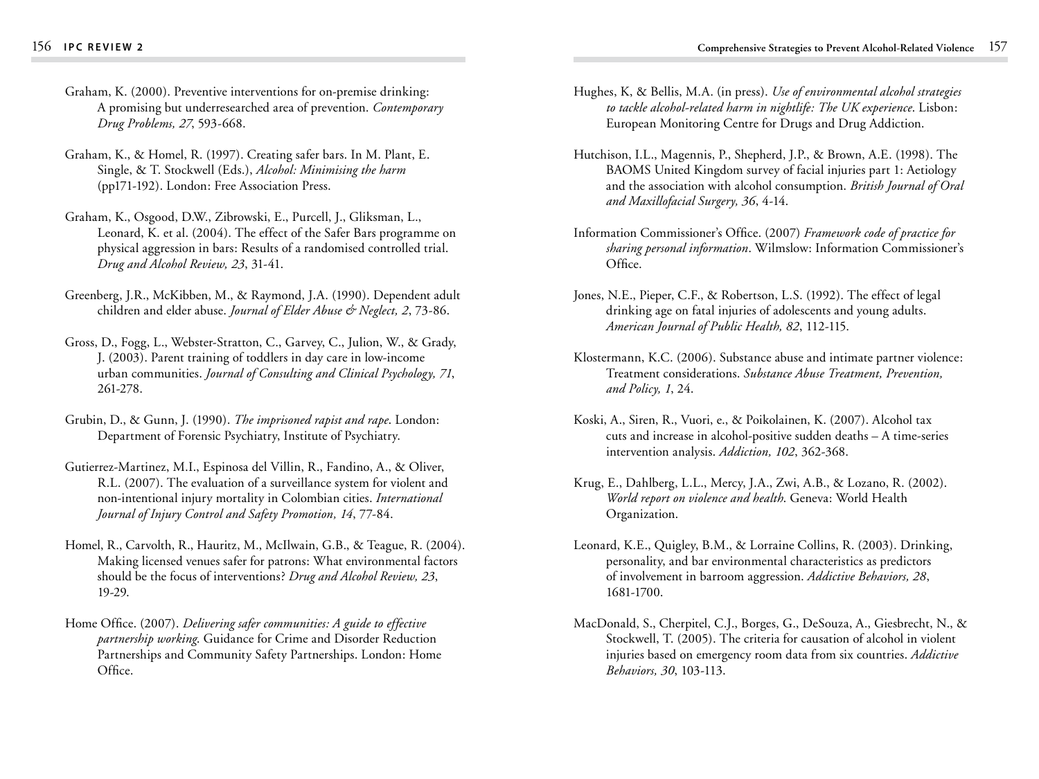Graham, K. (2000). Preventive interventions for on-premise drinking: A promising but underresearched area of prevention. *Contemporary Drug Problems, 27*, 593-668.

Graham, K., & Homel, R. (1997). Creating safer bars. In M. Plant, E. Single, & T. Stockwell (Eds.), *Alcohol: Minimising the harm* (pp171-192). London: Free Association Press.

Graham, K., Osgood, D.W., Zibrowski, E., Purcell, J., Gliksman, L., Leonard, K. et al. (2004). The effect of the Safer Bars programme on physical aggression in bars: Results of a randomised controlled trial. *Drug and Alcohol Review, 23*, 31-41.

Greenberg, J.R., McKibben, M., & Raymond, J.A. (1990). Dependent adult children and elder abuse. *Journal of Elder Abuse & Neglect, 2*, 73-86.

Gross, D., Fogg, L., Webster-Stratton, C., Garvey, C., Julion, W., & Grady, J. (2003). Parent training of toddlers in day care in low-income urban communities. *Journal of Consulting and Clinical Psychology, 71*, 261-278.

Grubin, D., & Gunn, J. (1990). *The imprisoned rapist and rape*. London: Department of Forensic Psychiatry, Institute of Psychiatry.

Gutierrez-Martinez, M.I., Espinosa del Villin, R., Fandino, A., & Oliver, R.L. (2007). The evaluation of a surveillance system for violent and non-intentional injury mortality in Colombian cities. *International Journal of Injury Control and Safety Promotion, 14*, 77-84.

Homel, R., Carvolth, R., Hauritz, M., McIlwain, G.B., & Teague, R. (2004). Making licensed venues safer for patrons: What environmental factors should be the focus of interventions? *Drug and Alcohol Review, 23*, 19-29.

Home Office. (2007). *Delivering safer communities: A guide to effective partnership working*. Guidance for Crime and Disorder Reduction Partnerships and Community Safety Partnerships. London: Home Office.

Hughes, K, & Bellis, M.A. (in press). *Use of environmental alcohol strategies to tackle alcohol-related harm in nightlife: The UK experience*. Lisbon: European Monitoring Centre for Drugs and Drug Addiction.

Hutchison, I.L., Magennis, P., Shepherd, J.P., & Brown, A.E. (1998). The BAOMS United Kingdom survey of facial injuries part 1: Aetiology and the association with alcohol consumption. *British Journal of Oral and Maxillofacial Surgery, 36*, 4-14.

Information Commissioner's Office. (2007) *Framework code of practice for sharing personal information*. Wilmslow: Information Commissioner's Office.

Jones, N.E., Pieper, C.F., & Robertson, L.S. (1992). The effect of legal drinking age on fatal injuries of adolescents and young adults. *American Journal of Public Health, 82*, 112-115.

Klostermann, K.C. (2006). Substance abuse and intimate partner violence: Treatment considerations. *Substance Abuse Treatment, Prevention, and Policy, 1*, 24.

Koski, A., Siren, R., Vuori, e., & Poikolainen, K. (2007). Alcohol tax cuts and increase in alcohol-positive sudden deaths – A time-series intervention analysis. *Addiction, 102*, 362-368.

Krug, E., Dahlberg, L.L., Mercy, J.A., Zwi, A.B., & Lozano, R. (2002). *World report on violence and health*. Geneva: World Health Organization.

Leonard, K.E., Quigley, B.M., & Lorraine Collins, R. (2003). Drinking, personality, and bar environmental characteristics as predictors of involvement in barroom aggression. *Addictive Behaviors, 28*, 1681-1700.

MacDonald, S., Cherpitel, C.J., Borges, G., DeSouza, A., Giesbrecht, N., & Stockwell, T. (2005). The criteria for causation of alcohol in violent injuries based on emergency room data from six countries. *Addictive Behaviors, 30*, 103-113.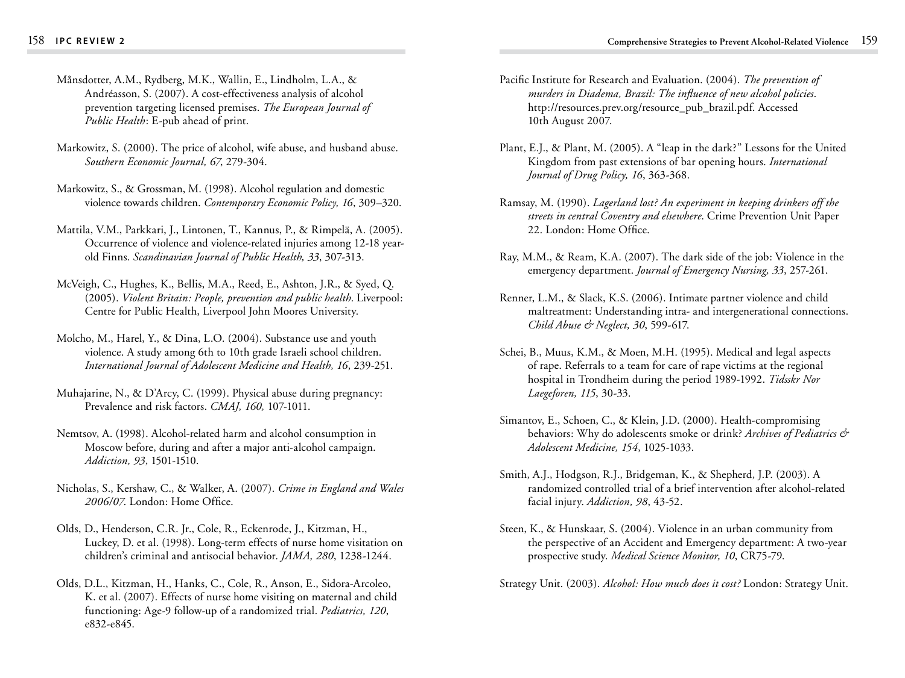Månsdotter, A.M., Rydberg, M.K., Wallin, E., Lindholm, L.A., & Andréasson, S. (2007). A cost-effectiveness analysis of alcohol prevention targeting licensed premises. *The European Journal of Public Health*: E-pub ahead of print.

Markowitz, S. (2000). The price of alcohol, wife abuse, and husband abuse. *Southern Economic Journal, 67*, 279-304.

Markowitz, S., & Grossman, M. (1998). Alcohol regulation and domestic violence towards children. *Contemporary Economic Policy, 16*, 309–320.

Mattila, V.M., Parkkari, J., Lintonen, T., Kannus, P., & Rimpelä, A. (2005). Occurrence of violence and violence-related injuries among 12-18 year-old Finns. *Scandinavian Journal of Public Health, 33*, 307-313.

McVeigh, C., Hughes, K., Bellis, M.A., Reed, E., Ashton, J.R., & Syed, Q. (2005). *Violent Britain: People, prevention and public health*. Liverpool: Centre for Public Health, Liverpool John Moores University.

Molcho, M., Harel, Y., & Dina, L.O. (2004). Substance use and youth violence. A study among 6th to 10th grade Israeli school children. *International Journal of Adolescent Medicine and Health, 16*, 239-251.

Muhajarine, N., & D'Arcy, C. (1999). Physical abuse during pregnancy: Prevalence and risk factors. *CMAJ, 160,* 107-1011.

Nemtsov, A. (1998). Alcohol-related harm and alcohol consumption in Moscow before, during and after a major anti-alcohol campaign. *Addiction, 93*, 1501-1510.

Nicholas, S., Kershaw, C., & Walker, A. (2007). *Crime in England and Wales 2006/07*. London: Home Office.

Olds, D., Henderson, C.R. Jr., Cole, R., Eckenrode, J., Kitzman, H., Luckey, D. et al. (1998). Long-term effects of nurse home visitation on children's criminal and antisocial behavior. *JAMA, 280*, 1238-1244.

Olds, D.L., Kitzman, H., Hanks, C., Cole, R., Anson, E., Sidora-Arcoleo, K. et al. (2007). Effects of nurse home visiting on maternal and child functioning: Age-9 follow-up of a randomized trial. *Pediatrics, 120*, e832-e845.

Pacific Institute for Research and Evaluation. (2004). *The prevention of murders in Diadema, Brazil: The influence of new alcohol policies*. http://resources.prev.org/resource_pub_brazil.pdf. Accessed 10th August 2007.

Plant, E.J., & Plant, M. (2005). A "leap in the dark?" Lessons for the United Kingdom from past extensions of bar opening hours. *International Journal of Drug Policy, 16*, 363-368.

Ramsay, M. (1990). *Lagerland lost? An experiment in keeping drinkers off the streets in central Coventry and elsewhere*. Crime Prevention Unit Paper 22. London: Home Office.

Ray, M.M., & Ream, K.A. (2007). The dark side of the job: Violence in the emergency department. *Journal of Emergency Nursing, 33*, 257-261.

Renner, L.M., & Slack, K.S. (2006). Intimate partner violence and child maltreatment: Understanding intra- and intergenerational connections. *Child Abuse & Neglect, 30*, 599-617.

Schei, B., Muus, K.M., & Moen, M.H. (1995). Medical and legal aspects of rape. Referrals to a team for care of rape victims at the regional hospital in Trondheim during the period 1989-1992. *Tidsskr Nor Laegeforen, 115*, 30-33.

Simantov, E., Schoen, C., & Klein, J.D. (2000). Health-compromising behaviors: Why do adolescents smoke or drink? *Archives of Pediatrics & Adolescent Medicine, 154*, 1025-1033.

Smith, A.J., Hodgson, R.J., Bridgeman, K., & Shepherd, J.P. (2003). A randomized controlled trial of a brief intervention after alcohol-related facial injury. *Addiction, 98*, 43-52.

Steen, K., & Hunskaar, S. (2004). Violence in an urban community from the perspective of an Accident and Emergency department: A two-year prospective study. *Medical Science Monitor, 10*, CR75-79.

Strategy Unit. (2003). *Alcohol: How much does it cost?* London: Strategy Unit.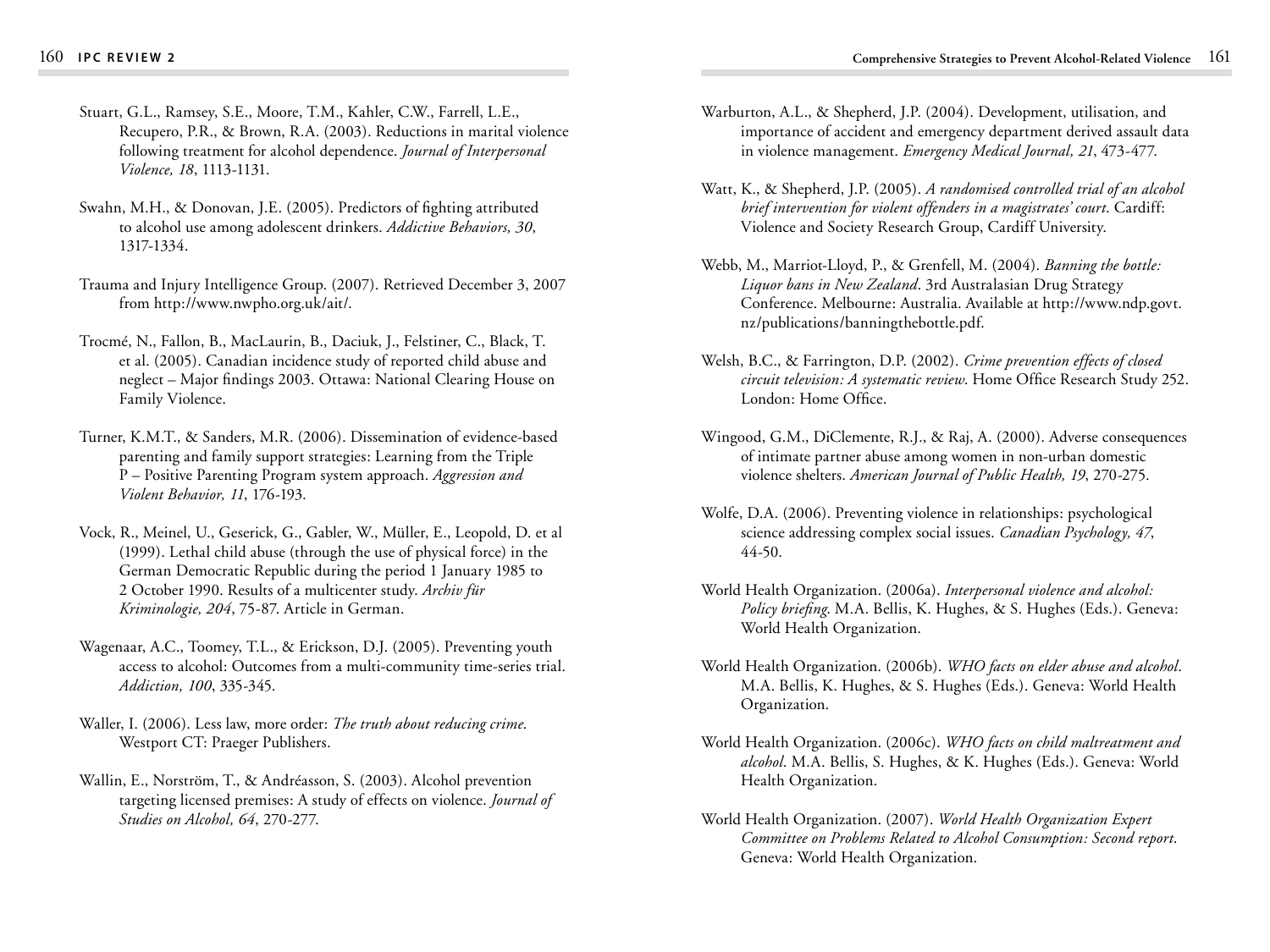Stuart, G.L., Ramsey, S.E., Moore, T.M., Kahler, C.W., Farrell, L.E., Recupero, P.R., & Brown, R.A. (2003). Reductions in marital violence following treatment for alcohol dependence. *Journal of Interpersonal Violence, 18*, 1113-1131.

Swahn, M.H., & Donovan, J.E. (2005). Predictors of fighting attributed to alcohol use among adolescent drinkers. *Addictive Behaviors, 30*, 1317-1334.

Trauma and Injury Intelligence Group. (2007). Retrieved December 3, 2007 from http://www.nwpho.org.uk/ait/.

Trocmé, N., Fallon, B., MacLaurin, B., Daciuk, J., Felstiner, C., Black, T. et al. (2005). Canadian incidence study of reported child abuse and neglect – Major findings 2003. Ottawa: National Clearing House on Family Violence.

Turner, K.M.T., & Sanders, M.R. (2006). Dissemination of evidence-based parenting and family support strategies: Learning from the Triple P – Positive Parenting Program system approach. *Aggression and Violent Behavior, 11*, 176-193.

Vock, R., Meinel, U., Geserick, G., Gabler, W., Müller, E., Leopold, D. et al (1999). Lethal child abuse (through the use of physical force) in the German Democratic Republic during the period 1 January 1985 to 2 October 1990. Results of a multicenter study. *Archiv für Kriminologie, 204*, 75-87. Article in German.

Wagenaar, A.C., Toomey, T.L., & Erickson, D.J. (2005). Preventing youth access to alcohol: Outcomes from a multi-community time-series trial. *Addiction, 100*, 335-345.

Waller, I. (2006). Less law, more order: *The truth about reducing crime*. Westport CT: Praeger Publishers.

Wallin, E., Norström, T., & Andréasson, S. (2003). Alcohol prevention targeting licensed premises: A study of effects on violence. *Journal of Studies on Alcohol, 64*, 270-277.

Warburton, A.L., & Shepherd, J.P. (2004). Development, utilisation, and importance of accident and emergency department derived assault data in violence management. *Emergency Medical Journal, 21*, 473-477.

Watt, K., & Shepherd, J.P. (2005). *A randomised controlled trial of an alcohol brief intervention for violent offenders in a magistrates' court.* Cardiff: Violence and Society Research Group, Cardiff University.

Webb, M., Marriot-Lloyd, P., & Grenfell, M. (2004). *Banning the bottle: Liquor bans in New Zealand*. 3rd Australasian Drug Strategy Conference. Melbourne: Australia. Available at http://www.ndp.govt.nz/publications/banningthebottle.pdf.

Welsh, B.C., & Farrington, D.P. (2002). *Crime prevention effects of closed circuit television: A systematic review*. Home Office Research Study 252. London: Home Office.

Wingood, G.M., DiClemente, R.J., & Raj, A. (2000). Adverse consequences of intimate partner abuse among women in non-urban domestic violence shelters. *American Journal of Public Health, 19*, 270-275.

Wolfe, D.A. (2006). Preventing violence in relationships: psychological science addressing complex social issues. *Canadian Psychology, 47*, 44-50.

World Health Organization. (2006a). *Interpersonal violence and alcohol: Policy briefing*. M.A. Bellis, K. Hughes, & S. Hughes (Eds.). Geneva: World Health Organization.

World Health Organization. (2006b). *WHO facts on elder abuse and alcohol*. M.A. Bellis, K. Hughes, & S. Hughes (Eds.). Geneva: World Health Organization.

World Health Organization. (2006c). *WHO facts on child maltreatment and alcohol*. M.A. Bellis, S. Hughes, & K. Hughes (Eds.). Geneva: World Health Organization.

World Health Organization. (2007). *World Health Organization Expert Committee on Problems Related to Alcohol Consumption: Second report*. Geneva: World Health Organization.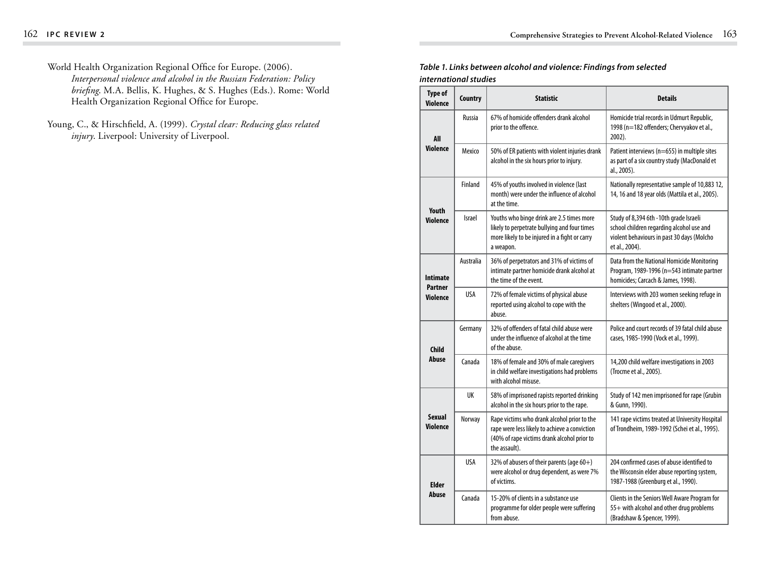World Health Organization Regional Office for Europe. (2006). *Interpersonal violence and alcohol in the Russian Federation: Policy briefing*. M.A. Bellis, K. Hughes, & S. Hughes (Eds.). Rome: World Health Organization Regional Office for Europe.

Young, C., & Hirschfield, A. (1999). *Crystal clear: Reducing glass related injury*. Liverpool: University of Liverpool.

***Table 1. Links between alcohol and violence: Findings from selected international studies***

| Type of Violence | Country | Statistic | Details |
|---|---|---|---|
| **All Violence** | Russia | 67% of homicide offenders drank alcohol prior to the offence. | Homicide trial records in Udmurt Republic, 1998 (n=182 offenders; Chervyakov et al., 2002). |
| | Mexico | 50% of ER patients with violent injuries drank alcohol in the six hours prior to injury. | Patient interviews (n=655) in multiple sites as part of a six country study (MacDonald et al., 2005). |
| **Youth Violence** | Finland | 45% of youths involved in violence (last month) were under the influence of alcohol at the time. | Nationally representative sample of 10,883 12, 14, 16 and 18 year olds (Mattila et al., 2005). |
| | Israel | Youths who binge drink are 2.5 times more likely to perpetrate bullying and four times more likely to be injured in a fight or carry a weapon. | Study of 8,394 6th -10th grade Israeli school children regarding alcohol use and violent behaviours in past 30 days (Molcho et al., 2004). |
| **Intimate Partner Violence** | Australia | 36% of perpetrators and 31% of victims of intimate partner homicide drank alcohol at the time of the event. | Data from the National Homicide Monitoring Program, 1989-1996 (n=543 intimate partner homicides; Carcach & James, 1998). |
| | USA | 72% of female victims of physical abuse reported using alcohol to cope with the abuse. | Interviews with 203 women seeking refuge in shelters (Wingood et al., 2000). |
| **Child Abuse** | Germany | 32% of offenders of fatal child abuse were under the influence of alcohol at the time of the abuse. | Police and court records of 39 fatal child abuse cases, 1985-1990 (Vock et al., 1999). |
| | Canada | 18% of female and 30% of male caregivers in child welfare investigations had problems with alcohol misuse. | 14,200 child welfare investigations in 2003 (Trocme et al., 2005). |
| **Sexual Violence** | UK | 58% of imprisoned rapists reported drinking alcohol in the six hours prior to the rape. | Study of 142 men imprisoned for rape (Grubin & Gunn, 1990). |
| | Norway | Rape victims who drank alcohol prior to the rape were less likely to achieve a conviction (40% of rape victims drank alcohol prior to the assault). | 141 rape victims treated at University Hospital of Trondheim, 1989-1992 (Schei et al., 1995). |
| **Elder Abuse** | USA | 32% of abusers of their parents (age 60+) were alcohol or drug dependent, as were 7% of victims. | 204 confirmed cases of abuse identified to the Wisconsin elder abuse reporting system, 1987-1988 (Greenburg et al., 1990). |
| | Canada | 15-20% of clients in a substance use programme for older people were suffering from abuse. | Clients in the Seniors Well Aware Program for 55+ with alcohol and other drug problems (Bradshaw & Spencer, 1999). |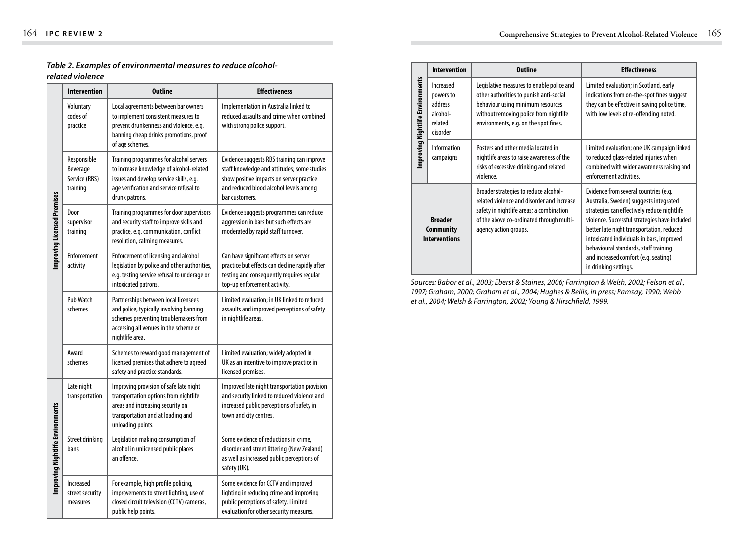*Table 2. Examples of environmental measures to reduce alcohol-related violence*

| | Intervention | Outline | Effectiveness |
|---|---|---|---|
| Improving Licensed Premises | Voluntary codes of practice | Local agreements between bar owners to implement consistent measures to prevent drunkenness and violence, e.g. banning cheap drinks promotions, proof of age schemes. | Implementation in Australia linked to reduced assaults and crime when combined with strong police support. |
| Improving Licensed Premises | Responsible Beverage Service (RBS) training | Training programmes for alcohol servers to increase knowledge of alcohol-related issues and develop service skills, e.g. age verification and service refusal to drunk patrons. | Evidence suggests RBS training can improve staff knowledge and attitudes; some studies show positive impacts on server practice and reduced blood alcohol levels among bar customers. |
| Improving Licensed Premises | Door supervisor training | Training programmes for door supervisors and security staff to improve skills and practice, e.g. communication, conflict resolution, calming measures. | Evidence suggests programmes can reduce aggression in bars but such effects are moderated by rapid staff turnover. |
| Improving Licensed Premises | Enforcement activity | Enforcement of licensing and alcohol legislation by police and other authorities, e.g. testing service refusal to underage or intoxicated patrons. | Can have significant effects on server practice but effects can decline rapidly after testing and consequently requires regular top-up enforcement activity. |
| Improving Licensed Premises | Pub Watch schemes | Partnerships between local licensees and police, typically involving banning schemes preventing troublemakers from accessing all venues in the scheme or nightlife area. | Limited evaluation; in UK linked to reduced assaults and improved perceptions of safety in nightlife areas. |
| Improving Licensed Premises | Award schemes | Schemes to reward good management of licensed premises that adhere to agreed safety and practice standards. | Limited evaluation; widely adopted in UK as an incentive to improve practice in licensed premises. |
| Improving Nightlife Environments | Late night transportation | Improving provision of safe late night transportation options from nightlife areas and increasing security on transportation and at loading and unloading points. | Improved late night transportation provision and security linked to reduced violence and increased public perceptions of safety in town and city centres. |
| Improving Nightlife Environments | Street drinking bans | Legislation making consumption of alcohol in unlicensed public places an offence. | Some evidence of reductions in crime, disorder and street littering (New Zealand) as well as increased public perceptions of safety (UK). |
| Improving Nightlife Environments | Increased street security measures | For example, high profile policing, improvements to street lighting, use of closed circuit television (CCTV) cameras, public help points. | Some evidence for CCTV and improved lighting in reducing crime and improving public perceptions of safety. Limited evaluation for other security measures. |
| Improving Nightlife Environments | Increased powers to address alcohol-related disorder | Legislative measures to enable police and other authorities to punish anti-social behaviour using minimum resources without removing police from nightlife environments, e.g. on the spot fines. | Limited evaluation; in Scotland, early indications from on-the-spot fines suggest they can be effective in saving police time, with low levels of re-offending noted. |
| Improving Nightlife Environments | Information campaigns | Posters and other media located in nightlife areas to raise awareness of the risks of excessive drinking and related violence. | Limited evaluation; one UK campaign linked to reduced glass-related injuries when combined with wider awareness raising and enforcement activities. |
| **Broader Community Interventions** | | Broader strategies to reduce alcohol-related violence and disorder and increase safety in nightlife areas; a combination of the above co-ordinated through multi-agency action groups. | Evidence from several countries (e.g. Australia, Sweden) suggests integrated strategies can effectively reduce nightlife violence. Successful strategies have included better late night transportation, reduced intoxicated individuals in bars, improved behavioural standards, staff training and increased comfort (e.g. seating) in drinking settings. |

*Sources: Babor et al., 2003; Eberst & Staines, 2006; Farrington & Welsh, 2002; Felson et al., 1997; Graham, 2000; Graham et al., 2004; Hughes & Bellis, in press; Ramsay, 1990; Webb et al., 2004; Welsh & Farrington, 2002; Young & Hirschfield, 1999.*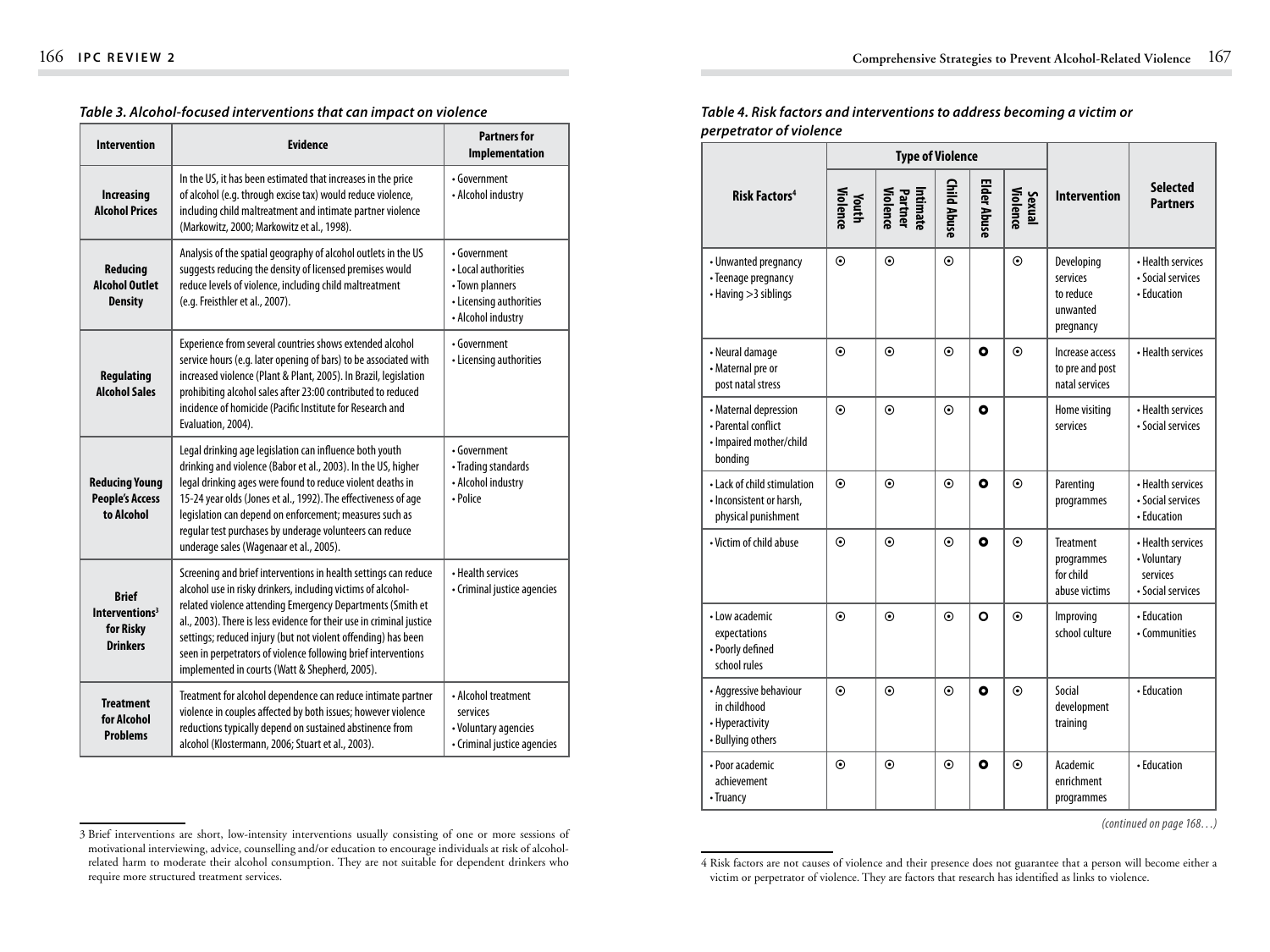*Table 3. Alcohol-focused interventions that can impact on violence*

| Intervention | Evidence | Partners for Implementation |
|---|---|---|
| **Increasing Alcohol Prices** | In the US, it has been estimated that increases in the price of alcohol (e.g. through excise tax) would reduce violence, including child maltreatment and intimate partner violence (Markowitz, 2000; Markowitz et al., 1998). | • Government<br>• Alcohol industry |
| **Reducing Alcohol Outlet Density** | Analysis of the spatial geography of alcohol outlets in the US suggests reducing the density of licensed premises would reduce levels of violence, including child maltreatment (e.g. Freisthler et al., 2007). | • Government<br>• Local authorities<br>• Town planners<br>• Licensing authorities<br>• Alcohol industry |
| **Regulating Alcohol Sales** | Experience from several countries shows extended alcohol service hours (e.g. later opening of bars) to be associated with increased violence (Plant & Plant, 2005). In Brazil, legislation prohibiting alcohol sales after 23:00 contributed to reduced incidence of homicide (Pacific Institute for Research and Evaluation, 2004). | • Government<br>• Licensing authorities |
| **Reducing Young People's Access to Alcohol** | Legal drinking age legislation can influence both youth drinking and violence (Babor et al., 2003). In the US, higher legal drinking ages were found to reduce violent deaths in 15-24 year olds (Jones et al., 1992). The effectiveness of age legislation can depend on enforcement; measures such as regular test purchases by underage volunteers can reduce underage sales (Wagenaar et al., 2005). | • Government<br>• Trading standards<br>• Alcohol industry<br>• Police |
| **Brief Interventions[3] for Risky Drinkers** | Screening and brief interventions in health settings can reduce alcohol use in risky drinkers, including victims of alcohol-related violence attending Emergency Departments (Smith et al., 2003). There is less evidence for their use in criminal justice settings; reduced injury (but not violent offending) has been seen in perpetrators of violence following brief interventions implemented in courts (Watt & Shepherd, 2005). | • Health services<br>• Criminal justice agencies |
| **Treatment for Alcohol Problems** | Treatment for alcohol dependence can reduce intimate partner violence in couples affected by both issues; however violence reductions typically depend on sustained abstinence from alcohol (Klostermann, 2006; Stuart et al., 2003). | • Alcohol treatment services<br>• Voluntary agencies<br>• Criminal justice agencies |

3 Brief interventions are short, low-intensity interventions usually consisting of one or more sessions of motivational interviewing, advice, counselling and/or education to encourage individuals at risk of alcohol-related harm to moderate their alcohol consumption. They are not suitable for dependent drinkers who require more structured treatment services.

*Table 4. Risk factors and interventions to address becoming a victim or perpetrator of violence*

| Risk Factors[4] | Type of Violence | | | | | Intervention | Selected Partners |
|---|---|---|---|---|---|---|---|
| | Youth Violence | Intimate Partner Violence | Child Abuse | Elder Abuse | Sexual Violence | | |
| • Unwanted pregnancy<br>• Teenage pregnancy<br>• Having >3 siblings | ⊙ | ⊙ | ⊙ | | ⊙ | Developing services to reduce unwanted pregnancy | • Health services<br>• Social services<br>• Education |
| • Neural damage<br>• Maternal pre or post natal stress | ⊙ | ⊙ | ⊙ | ● | ⊙ | Increase access to pre and post natal services | • Health services |
| • Maternal depression<br>• Parental conflict<br>• Impaired mother/child bonding | ⊙ | ⊙ | ⊙ | ● | | Home visiting services | • Health services<br>• Social services |
| • Lack of child stimulation<br>• Inconsistent or harsh, physical punishment | ⊙ | ⊙ | ⊙ | ● | ⊙ | Parenting programmes | • Health services<br>• Social services<br>• Education |
| • Victim of child abuse | ⊙ | ⊙ | ⊙ | ● | ⊙ | Treatment programmes for child abuse victims | • Health services<br>• Voluntary services<br>• Social services |
| • Low academic expectations<br>• Poorly defined school rules | ⊙ | ⊙ | ⊙ | ○ | ⊙ | Improving school culture | • Education<br>• Communities |
| • Aggressive behaviour in childhood<br>• Hyperactivity<br>• Bullying others | ⊙ | ⊙ | ⊙ | ● | ⊙ | Social development training | • Education |
| • Poor academic achievement<br>• Truancy | ⊙ | ⊙ | ⊙ | ● | ⊙ | Academic enrichment programmes | • Education |

*(continued on page 168…)*

4 Risk factors are not causes of violence and their presence does not guarantee that a person will become either a victim or perpetrator of violence. They are factors that research has identified as links to violence.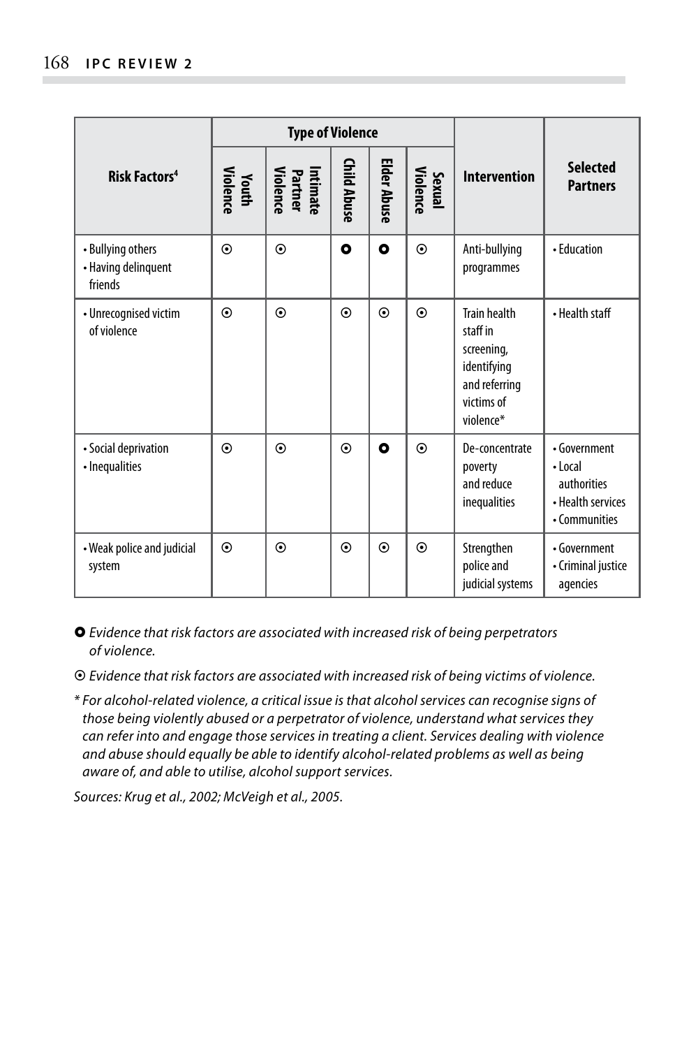| Risk Factors[4] | Type of Violence | | | | | Intervention | Selected Partners |
|---|---|---|---|---|---|---|---|
| | Youth Violence | Intimate Partner Violence | Child Abuse | Elder Abuse | Sexual Violence | | |
| • Bullying others<br>• Having delinquent friends | ⊙ | ⊙ | ✪ | ✪ | ⊙ | Anti-bullying programmes | • Education |
| • Unrecognised victim of violence | ⊙ | ⊙ | ⊙ | ⊙ | ⊙ | Train health staff in screening, identifying and referring victims of violence* | • Health staff |
| • Social deprivation<br>• Inequalities | ⊙ | ⊙ | ⊙ | ✪ | ⊙ | De-concentrate poverty and reduce inequalities | • Government<br>• Local authorities<br>• Health services<br>• Communities |
| • Weak police and judicial system | ⊙ | ⊙ | ⊙ | ⊙ | ⊙ | Strengthen police and judicial systems | • Government<br>• Criminal justice agencies |

✪ *Evidence that risk factors are associated with increased risk of being perpetrators of violence.*

⊙ *Evidence that risk factors are associated with increased risk of being victims of violence.*

\* *For alcohol-related violence, a critical issue is that alcohol services can recognise signs of those being violently abused or a perpetrator of violence, understand what services they can refer into and engage those services in treating a client. Services dealing with violence and abuse should equally be able to identify alcohol-related problems as well as being aware of, and able to utilise, alcohol support services.*

*Sources: Krug et al., 2002; McVeigh et al., 2005.*